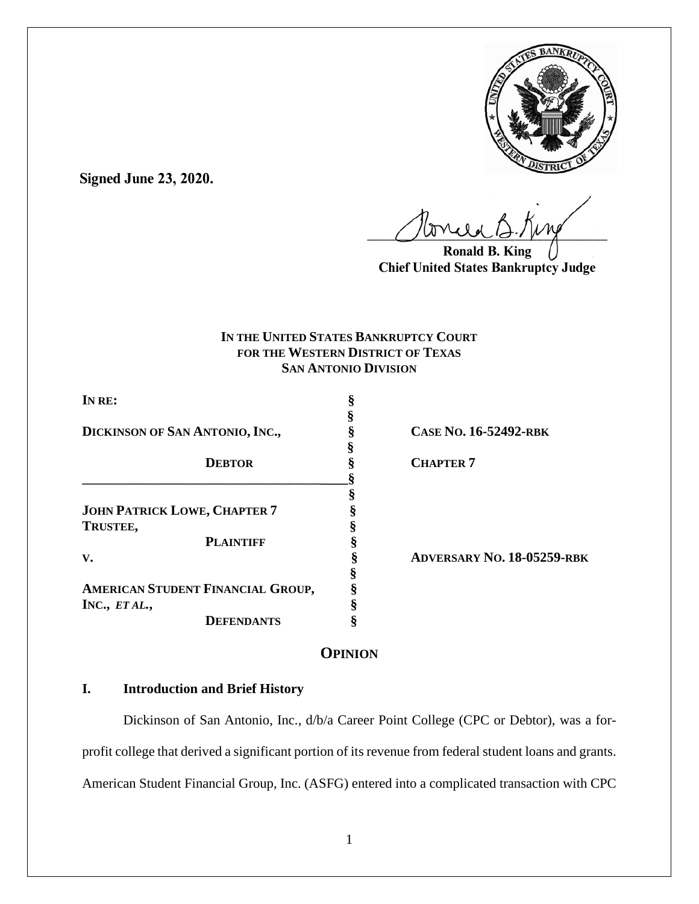**Signed June 23, 2020.**

Ronald B. King
**Chief United States Bankruptcy Judge**

**IN THE UNITED STATES BANKRUPTCY COURT**
**FOR THE WESTERN DISTRICT OF TEXAS**
**SAN ANTONIO DIVISION**

| | | |
|---|---|---|
| **IN RE:** | § | |
| | § | |
| **DICKINSON OF SAN ANTONIO, INC.,** | § | **CASE NO. 16-52492-RBK** |
| | § | |
| **DEBTOR** | § | **CHAPTER 7** |
| | § | |
| | § | |
| **JOHN PATRICK LOWE, CHAPTER 7 TRUSTEE,** | § | |
| | § | |
| **PLAINTIFF** | § | |
| **V.** | § | **ADVERSARY NO. 18-05259-RBK** |
| | § | |
| **AMERICAN STUDENT FINANCIAL GROUP, INC., *ET AL.*,** | § | |
| | § | |
| **DEFENDANTS** | § | |

# OPINION

## I. Introduction and Brief History

Dickinson of San Antonio, Inc., d/b/a Career Point College (CPC or Debtor), was a for-profit college that derived a significant portion of its revenue from federal student loans and grants. American Student Financial Group, Inc. (ASFG) entered into a complicated transaction with CPC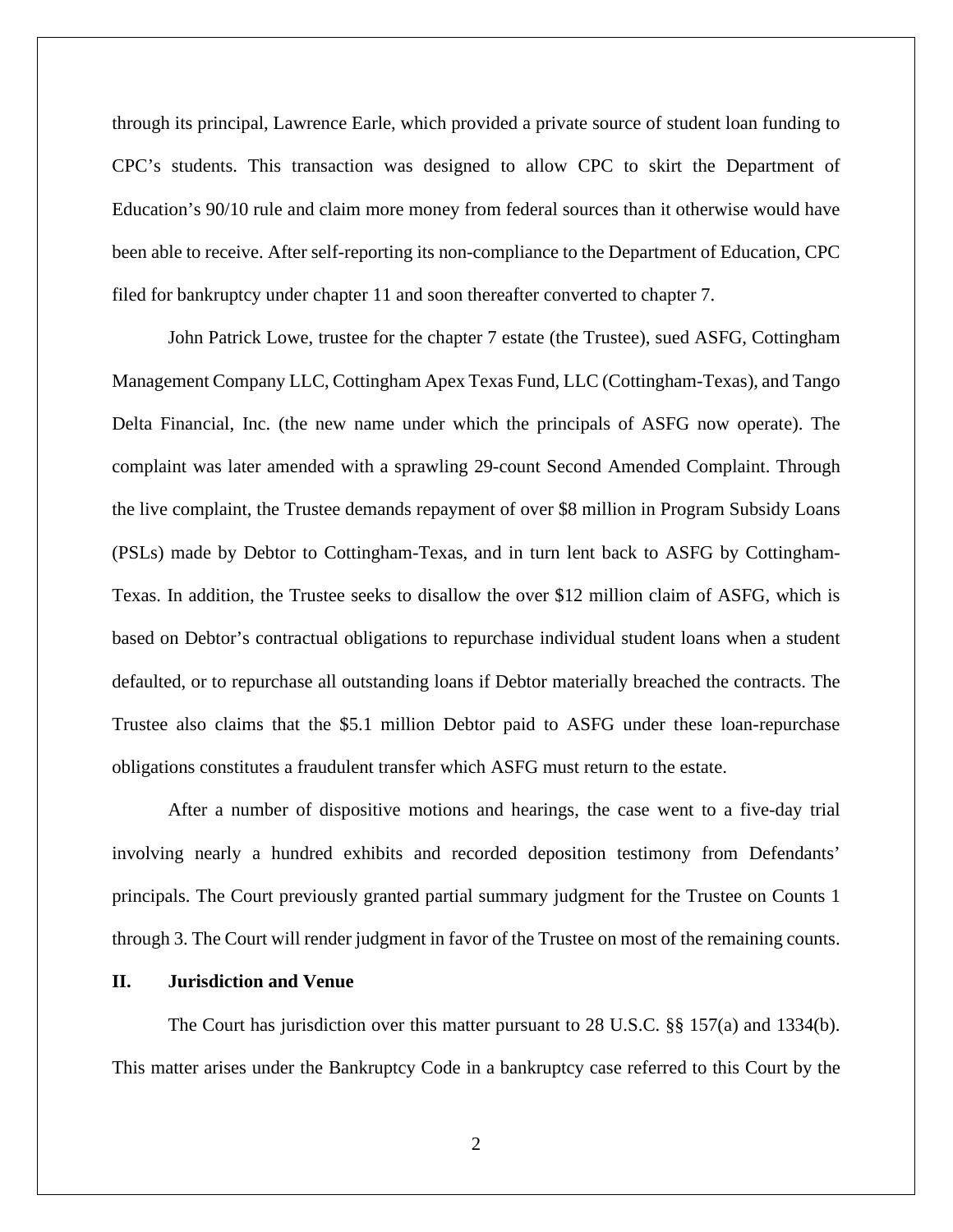through its principal, Lawrence Earle, which provided a private source of student loan funding to CPC's students. This transaction was designed to allow CPC to skirt the Department of Education's 90/10 rule and claim more money from federal sources than it otherwise would have been able to receive. After self-reporting its non-compliance to the Department of Education, CPC filed for bankruptcy under chapter 11 and soon thereafter converted to chapter 7.

John Patrick Lowe, trustee for the chapter 7 estate (the Trustee), sued ASFG, Cottingham Management Company LLC, Cottingham Apex Texas Fund, LLC (Cottingham-Texas), and Tango Delta Financial, Inc. (the new name under which the principals of ASFG now operate). The complaint was later amended with a sprawling 29-count Second Amended Complaint. Through the live complaint, the Trustee demands repayment of over $8 million in Program Subsidy Loans (PSLs) made by Debtor to Cottingham-Texas, and in turn lent back to ASFG by Cottingham-Texas. In addition, the Trustee seeks to disallow the over $12 million claim of ASFG, which is based on Debtor's contractual obligations to repurchase individual student loans when a student defaulted, or to repurchase all outstanding loans if Debtor materially breached the contracts. The Trustee also claims that the $5.1 million Debtor paid to ASFG under these loan-repurchase obligations constitutes a fraudulent transfer which ASFG must return to the estate.

After a number of dispositive motions and hearings, the case went to a five-day trial involving nearly a hundred exhibits and recorded deposition testimony from Defendants' principals. The Court previously granted partial summary judgment for the Trustee on Counts 1 through 3. The Court will render judgment in favor of the Trustee on most of the remaining counts.

## II. Jurisdiction and Venue

The Court has jurisdiction over this matter pursuant to 28 U.S.C. §§ 157(a) and 1334(b). This matter arises under the Bankruptcy Code in a bankruptcy case referred to this Court by the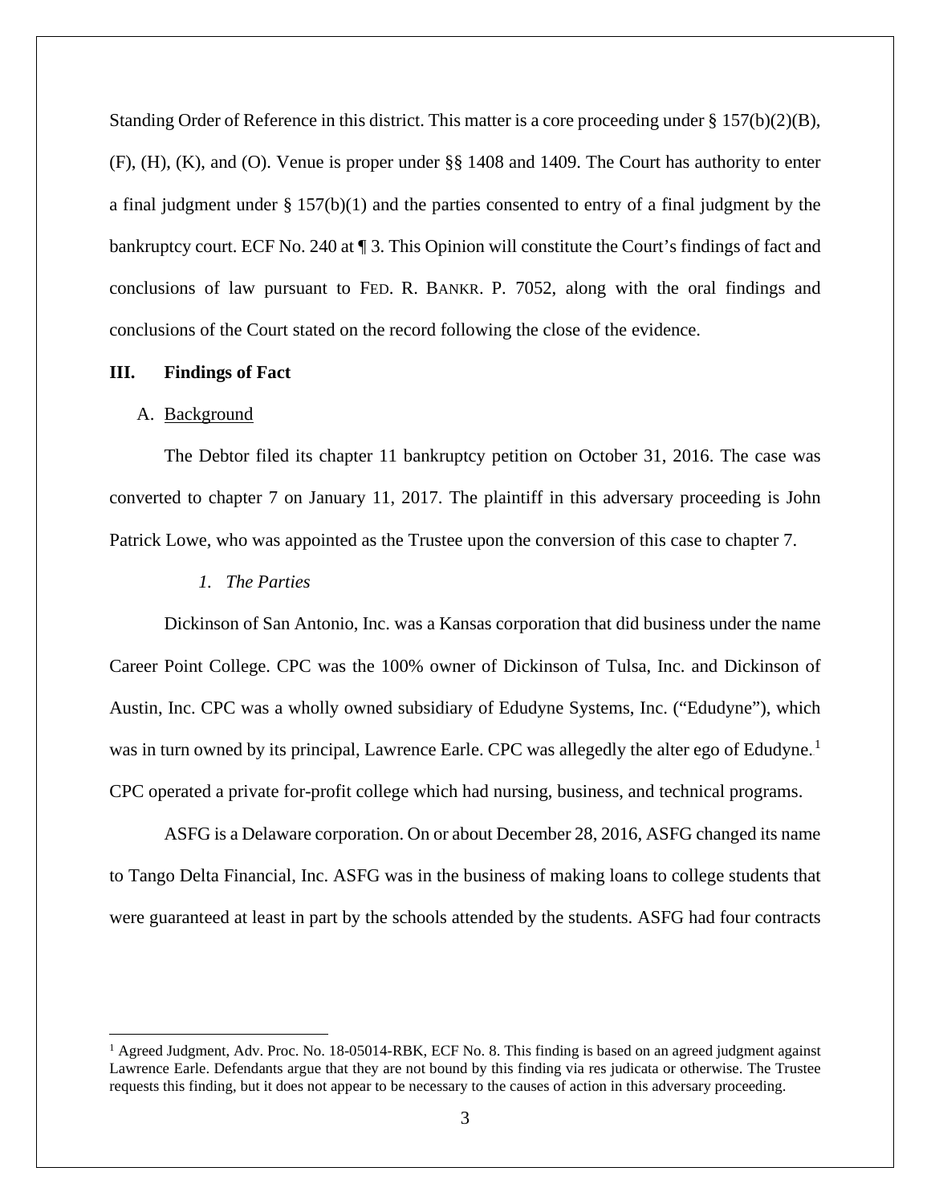Standing Order of Reference in this district. This matter is a core proceeding under § 157(b)(2)(B), (F), (H), (K), and (O). Venue is proper under §§ 1408 and 1409. The Court has authority to enter a final judgment under § 157(b)(1) and the parties consented to entry of a final judgment by the bankruptcy court. ECF No. 240 at ¶ 3. This Opinion will constitute the Court's findings of fact and conclusions of law pursuant to FED. R. BANKR. P. 7052, along with the oral findings and conclusions of the Court stated on the record following the close of the evidence.

## III. Findings of Fact

### A. Background

The Debtor filed its chapter 11 bankruptcy petition on October 31, 2016. The case was converted to chapter 7 on January 11, 2017. The plaintiff in this adversary proceeding is John Patrick Lowe, who was appointed as the Trustee upon the conversion of this case to chapter 7.

#### *1. The Parties*

Dickinson of San Antonio, Inc. was a Kansas corporation that did business under the name Career Point College. CPC was the 100% owner of Dickinson of Tulsa, Inc. and Dickinson of Austin, Inc. CPC was a wholly owned subsidiary of Edudyne Systems, Inc. ("Edudyne"), which was in turn owned by its principal, Lawrence Earle. CPC was allegedly the alter ego of Edudyne.[1] CPC operated a private for-profit college which had nursing, business, and technical programs.

ASFG is a Delaware corporation. On or about December 28, 2016, ASFG changed its name to Tango Delta Financial, Inc. ASFG was in the business of making loans to college students that were guaranteed at least in part by the schools attended by the students. ASFG had four contracts

[1] Agreed Judgment, Adv. Proc. No. 18-05014-RBK, ECF No. 8. This finding is based on an agreed judgment against Lawrence Earle. Defendants argue that they are not bound by this finding via res judicata or otherwise. The Trustee requests this finding, but it does not appear to be necessary to the causes of action in this adversary proceeding.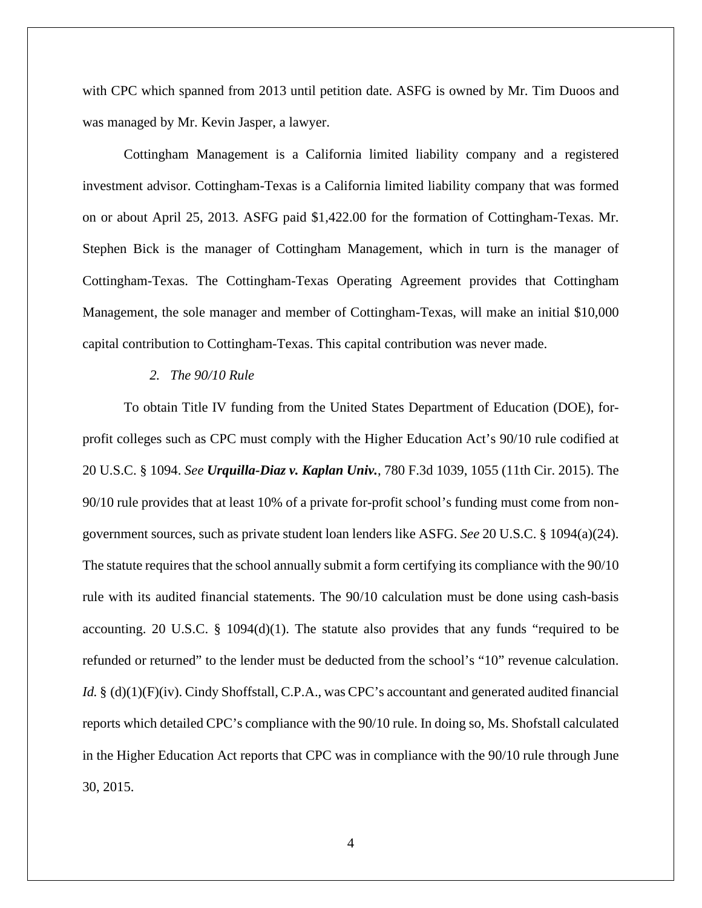with CPC which spanned from 2013 until petition date. ASFG is owned by Mr. Tim Duoos and was managed by Mr. Kevin Jasper, a lawyer.

Cottingham Management is a California limited liability company and a registered investment advisor. Cottingham-Texas is a California limited liability company that was formed on or about April 25, 2013. ASFG paid $1,422.00 for the formation of Cottingham-Texas. Mr. Stephen Bick is the manager of Cottingham Management, which in turn is the manager of Cottingham-Texas. The Cottingham-Texas Operating Agreement provides that Cottingham Management, the sole manager and member of Cottingham-Texas, will make an initial $10,000 capital contribution to Cottingham-Texas. This capital contribution was never made.

*2. The 90/10 Rule*

To obtain Title IV funding from the United States Department of Education (DOE), for-profit colleges such as CPC must comply with the Higher Education Act's 90/10 rule codified at 20 U.S.C. § 1094. *See* ***Urquilla-Diaz v. Kaplan Univ.***, 780 F.3d 1039, 1055 (11th Cir. 2015). The 90/10 rule provides that at least 10% of a private for-profit school's funding must come from non-government sources, such as private student loan lenders like ASFG. *See* 20 U.S.C. § 1094(a)(24). The statute requires that the school annually submit a form certifying its compliance with the 90/10 rule with its audited financial statements. The 90/10 calculation must be done using cash-basis accounting. 20 U.S.C. § 1094(d)(1). The statute also provides that any funds "required to be refunded or returned" to the lender must be deducted from the school's "10" revenue calculation. *Id.* § (d)(1)(F)(iv). Cindy Shoffstall, C.P.A., was CPC's accountant and generated audited financial reports which detailed CPC's compliance with the 90/10 rule. In doing so, Ms. Shofstall calculated in the Higher Education Act reports that CPC was in compliance with the 90/10 rule through June 30, 2015.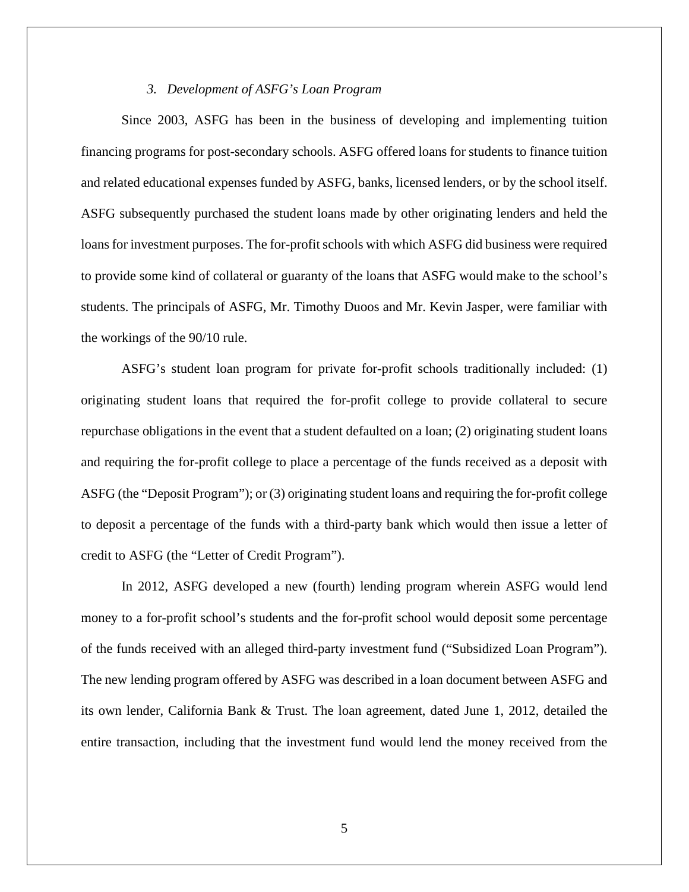### *3. Development of ASFG's Loan Program*

Since 2003, ASFG has been in the business of developing and implementing tuition financing programs for post-secondary schools. ASFG offered loans for students to finance tuition and related educational expenses funded by ASFG, banks, licensed lenders, or by the school itself. ASFG subsequently purchased the student loans made by other originating lenders and held the loans for investment purposes. The for-profit schools with which ASFG did business were required to provide some kind of collateral or guaranty of the loans that ASFG would make to the school's students. The principals of ASFG, Mr. Timothy Duoos and Mr. Kevin Jasper, were familiar with the workings of the 90/10 rule.

ASFG's student loan program for private for-profit schools traditionally included: (1) originating student loans that required the for-profit college to provide collateral to secure repurchase obligations in the event that a student defaulted on a loan; (2) originating student loans and requiring the for-profit college to place a percentage of the funds received as a deposit with ASFG (the "Deposit Program"); or (3) originating student loans and requiring the for-profit college to deposit a percentage of the funds with a third-party bank which would then issue a letter of credit to ASFG (the "Letter of Credit Program").

In 2012, ASFG developed a new (fourth) lending program wherein ASFG would lend money to a for-profit school's students and the for-profit school would deposit some percentage of the funds received with an alleged third-party investment fund ("Subsidized Loan Program"). The new lending program offered by ASFG was described in a loan document between ASFG and its own lender, California Bank & Trust. The loan agreement, dated June 1, 2012, detailed the entire transaction, including that the investment fund would lend the money received from the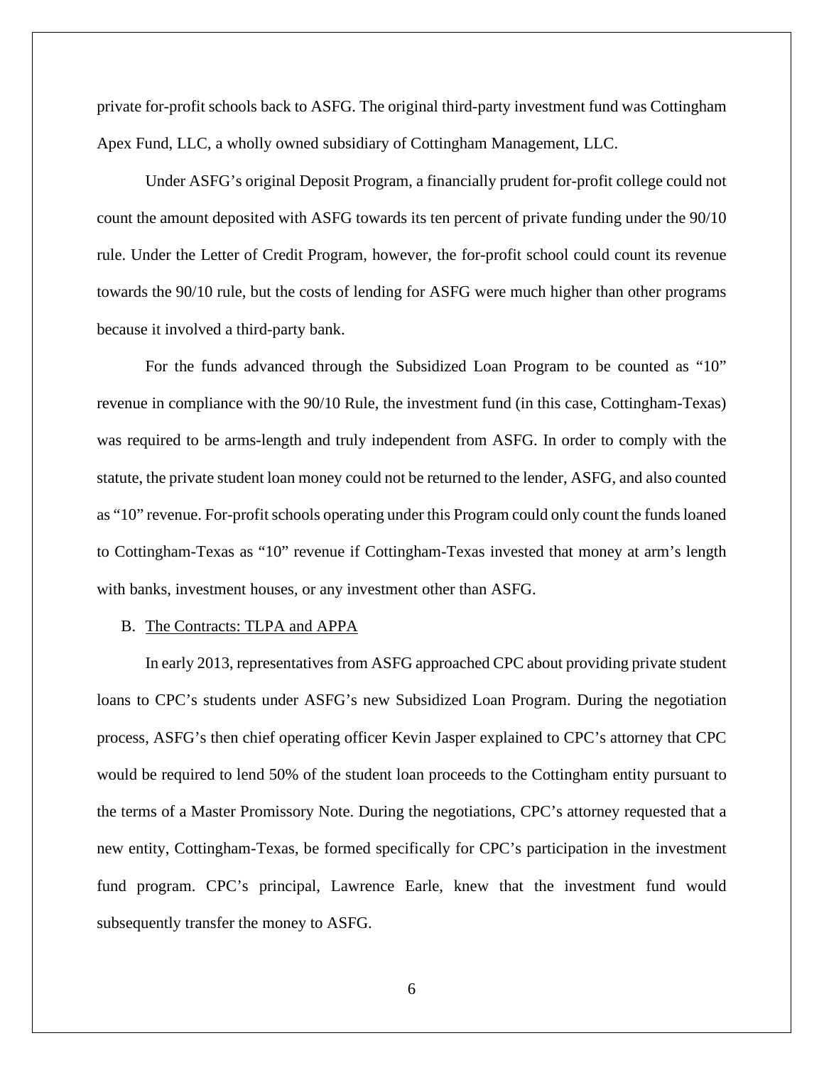private for-profit schools back to ASFG. The original third-party investment fund was Cottingham Apex Fund, LLC, a wholly owned subsidiary of Cottingham Management, LLC.

Under ASFG's original Deposit Program, a financially prudent for-profit college could not count the amount deposited with ASFG towards its ten percent of private funding under the 90/10 rule. Under the Letter of Credit Program, however, the for-profit school could count its revenue towards the 90/10 rule, but the costs of lending for ASFG were much higher than other programs because it involved a third-party bank.

For the funds advanced through the Subsidized Loan Program to be counted as "10" revenue in compliance with the 90/10 Rule, the investment fund (in this case, Cottingham-Texas) was required to be arms-length and truly independent from ASFG. In order to comply with the statute, the private student loan money could not be returned to the lender, ASFG, and also counted as "10" revenue. For-profit schools operating under this Program could only count the funds loaned to Cottingham-Texas as "10" revenue if Cottingham-Texas invested that money at arm's length with banks, investment houses, or any investment other than ASFG.

B. The Contracts: TLPA and APPA

In early 2013, representatives from ASFG approached CPC about providing private student loans to CPC's students under ASFG's new Subsidized Loan Program. During the negotiation process, ASFG's then chief operating officer Kevin Jasper explained to CPC's attorney that CPC would be required to lend 50% of the student loan proceeds to the Cottingham entity pursuant to the terms of a Master Promissory Note. During the negotiations, CPC's attorney requested that a new entity, Cottingham-Texas, be formed specifically for CPC's participation in the investment fund program. CPC's principal, Lawrence Earle, knew that the investment fund would subsequently transfer the money to ASFG.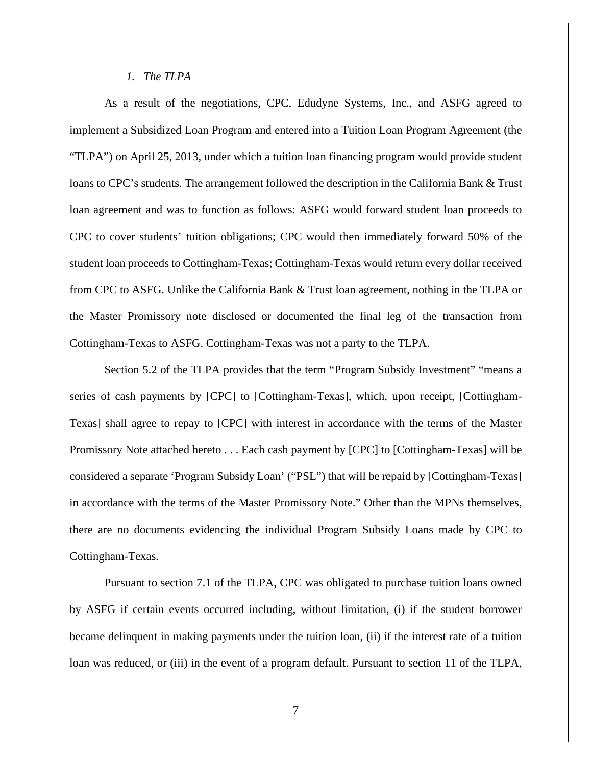### *1. The TLPA*

As a result of the negotiations, CPC, Edudyne Systems, Inc., and ASFG agreed to implement a Subsidized Loan Program and entered into a Tuition Loan Program Agreement (the "TLPA") on April 25, 2013, under which a tuition loan financing program would provide student loans to CPC's students. The arrangement followed the description in the California Bank & Trust loan agreement and was to function as follows: ASFG would forward student loan proceeds to CPC to cover students' tuition obligations; CPC would then immediately forward 50% of the student loan proceeds to Cottingham-Texas; Cottingham-Texas would return every dollar received from CPC to ASFG. Unlike the California Bank & Trust loan agreement, nothing in the TLPA or the Master Promissory note disclosed or documented the final leg of the transaction from Cottingham-Texas to ASFG. Cottingham-Texas was not a party to the TLPA.

Section 5.2 of the TLPA provides that the term "Program Subsidy Investment" "means a series of cash payments by [CPC] to [Cottingham-Texas], which, upon receipt, [Cottingham-Texas] shall agree to repay to [CPC] with interest in accordance with the terms of the Master Promissory Note attached hereto . . . Each cash payment by [CPC] to [Cottingham-Texas] will be considered a separate 'Program Subsidy Loan' ("PSL") that will be repaid by [Cottingham-Texas] in accordance with the terms of the Master Promissory Note." Other than the MPNs themselves, there are no documents evidencing the individual Program Subsidy Loans made by CPC to Cottingham-Texas.

Pursuant to section 7.1 of the TLPA, CPC was obligated to purchase tuition loans owned by ASFG if certain events occurred including, without limitation, (i) if the student borrower became delinquent in making payments under the tuition loan, (ii) if the interest rate of a tuition loan was reduced, or (iii) in the event of a program default. Pursuant to section 11 of the TLPA,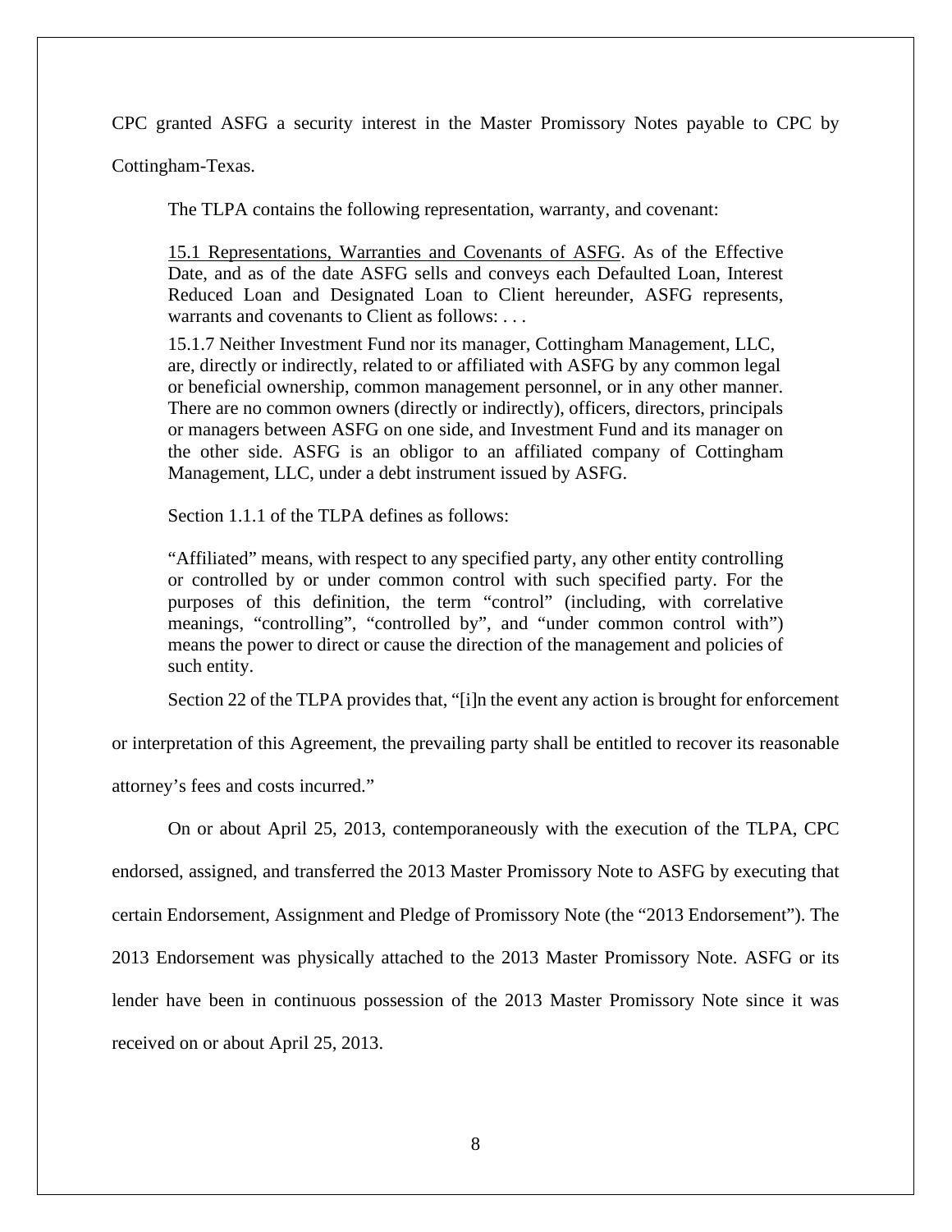CPC granted ASFG a security interest in the Master Promissory Notes payable to CPC by Cottingham-Texas.

The TLPA contains the following representation, warranty, and covenant:

> 15.1 Representations, Warranties and Covenants of ASFG. As of the Effective Date, and as of the date ASFG sells and conveys each Defaulted Loan, Interest Reduced Loan and Designated Loan to Client hereunder, ASFG represents, warrants and covenants to Client as follows: . . .
>
> 15.1.7 Neither Investment Fund nor its manager, Cottingham Management, LLC, are, directly or indirectly, related to or affiliated with ASFG by any common legal or beneficial ownership, common management personnel, or in any other manner. There are no common owners (directly or indirectly), officers, directors, principals or managers between ASFG on one side, and Investment Fund and its manager on the other side. ASFG is an obligor to an affiliated company of Cottingham Management, LLC, under a debt instrument issued by ASFG.

Section 1.1.1 of the TLPA defines as follows:

> "Affiliated" means, with respect to any specified party, any other entity controlling or controlled by or under common control with such specified party. For the purposes of this definition, the term "control" (including, with correlative meanings, "controlling", "controlled by", and "under common control with") means the power to direct or cause the direction of the management and policies of such entity.

Section 22 of the TLPA provides that, "[i]n the event any action is brought for enforcement or interpretation of this Agreement, the prevailing party shall be entitled to recover its reasonable attorney's fees and costs incurred."

On or about April 25, 2013, contemporaneously with the execution of the TLPA, CPC endorsed, assigned, and transferred the 2013 Master Promissory Note to ASFG by executing that certain Endorsement, Assignment and Pledge of Promissory Note (the "2013 Endorsement"). The 2013 Endorsement was physically attached to the 2013 Master Promissory Note. ASFG or its lender have been in continuous possession of the 2013 Master Promissory Note since it was received on or about April 25, 2013.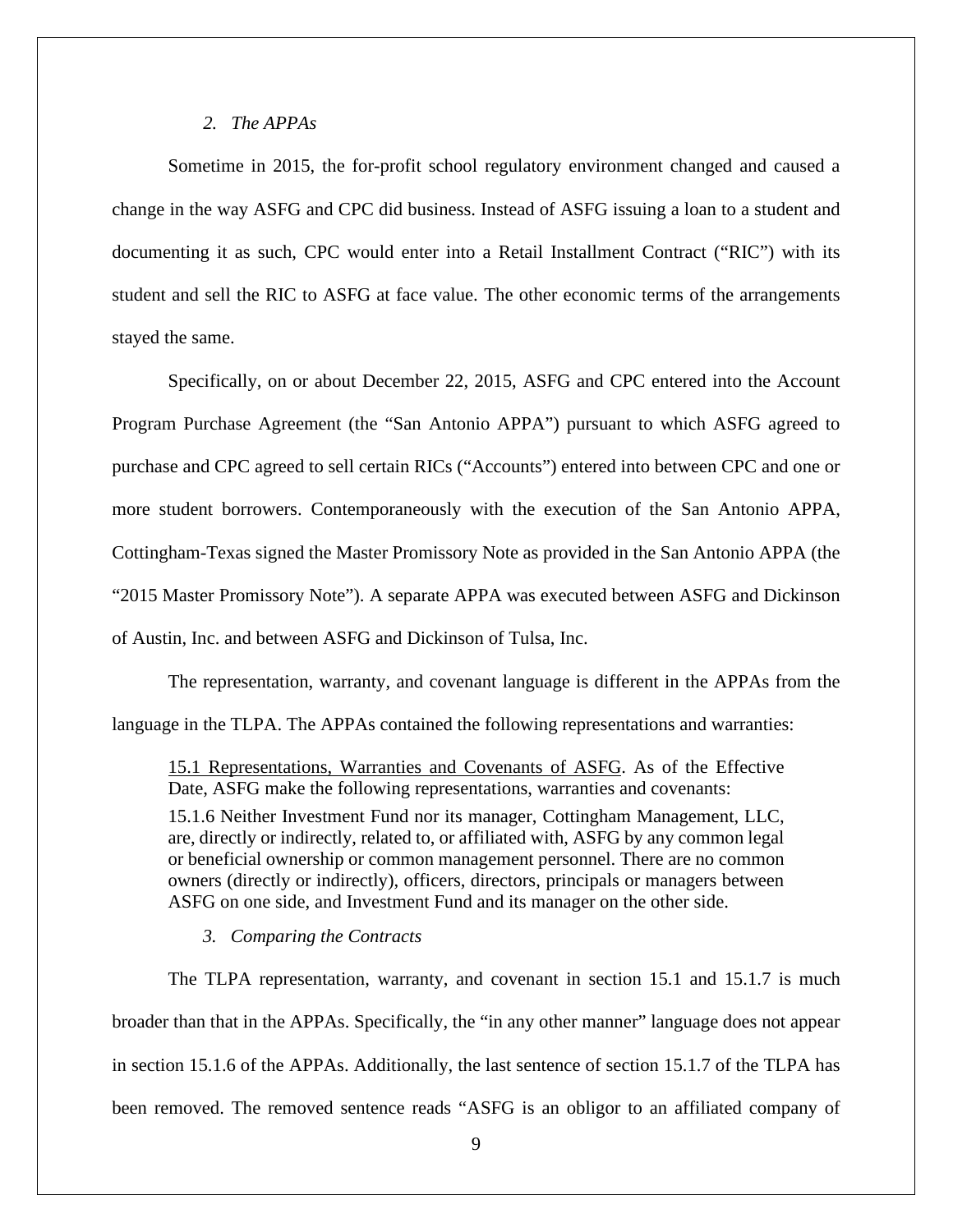### *2. The APPAs*

Sometime in 2015, the for-profit school regulatory environment changed and caused a change in the way ASFG and CPC did business. Instead of ASFG issuing a loan to a student and documenting it as such, CPC would enter into a Retail Installment Contract ("RIC") with its student and sell the RIC to ASFG at face value. The other economic terms of the arrangements stayed the same.

Specifically, on or about December 22, 2015, ASFG and CPC entered into the Account Program Purchase Agreement (the "San Antonio APPA") pursuant to which ASFG agreed to purchase and CPC agreed to sell certain RICs ("Accounts") entered into between CPC and one or more student borrowers. Contemporaneously with the execution of the San Antonio APPA, Cottingham-Texas signed the Master Promissory Note as provided in the San Antonio APPA (the "2015 Master Promissory Note"). A separate APPA was executed between ASFG and Dickinson of Austin, Inc. and between ASFG and Dickinson of Tulsa, Inc.

The representation, warranty, and covenant language is different in the APPAs from the language in the TLPA. The APPAs contained the following representations and warranties:

> 15.1 Representations, Warranties and Covenants of ASFG. As of the Effective Date, ASFG make the following representations, warranties and covenants:
>
> 15.1.6 Neither Investment Fund nor its manager, Cottingham Management, LLC, are, directly or indirectly, related to, or affiliated with, ASFG by any common legal or beneficial ownership or common management personnel. There are no common owners (directly or indirectly), officers, directors, principals or managers between ASFG on one side, and Investment Fund and its manager on the other side.

### *3. Comparing the Contracts*

The TLPA representation, warranty, and covenant in section 15.1 and 15.1.7 is much broader than that in the APPAs. Specifically, the "in any other manner" language does not appear in section 15.1.6 of the APPAs. Additionally, the last sentence of section 15.1.7 of the TLPA has been removed. The removed sentence reads "ASFG is an obligor to an affiliated company of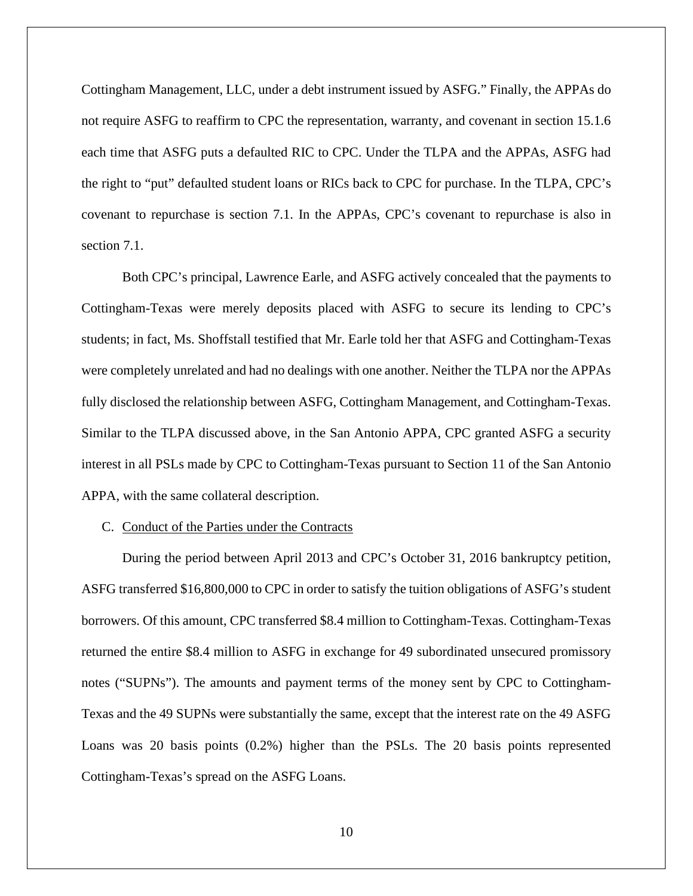Cottingham Management, LLC, under a debt instrument issued by ASFG." Finally, the APPAs do not require ASFG to reaffirm to CPC the representation, warranty, and covenant in section 15.1.6 each time that ASFG puts a defaulted RIC to CPC. Under the TLPA and the APPAs, ASFG had the right to "put" defaulted student loans or RICs back to CPC for purchase. In the TLPA, CPC's covenant to repurchase is section 7.1. In the APPAs, CPC's covenant to repurchase is also in section 7.1.

Both CPC's principal, Lawrence Earle, and ASFG actively concealed that the payments to Cottingham-Texas were merely deposits placed with ASFG to secure its lending to CPC's students; in fact, Ms. Shoffstall testified that Mr. Earle told her that ASFG and Cottingham-Texas were completely unrelated and had no dealings with one another. Neither the TLPA nor the APPAs fully disclosed the relationship between ASFG, Cottingham Management, and Cottingham-Texas. Similar to the TLPA discussed above, in the San Antonio APPA, CPC granted ASFG a security interest in all PSLs made by CPC to Cottingham-Texas pursuant to Section 11 of the San Antonio APPA, with the same collateral description.

C. Conduct of the Parties under the Contracts

During the period between April 2013 and CPC's October 31, 2016 bankruptcy petition, ASFG transferred $16,800,000 to CPC in order to satisfy the tuition obligations of ASFG's student borrowers. Of this amount, CPC transferred $8.4 million to Cottingham-Texas. Cottingham-Texas returned the entire $8.4 million to ASFG in exchange for 49 subordinated unsecured promissory notes ("SUPNs"). The amounts and payment terms of the money sent by CPC to Cottingham-Texas and the 49 SUPNs were substantially the same, except that the interest rate on the 49 ASFG Loans was 20 basis points (0.2%) higher than the PSLs. The 20 basis points represented Cottingham-Texas's spread on the ASFG Loans.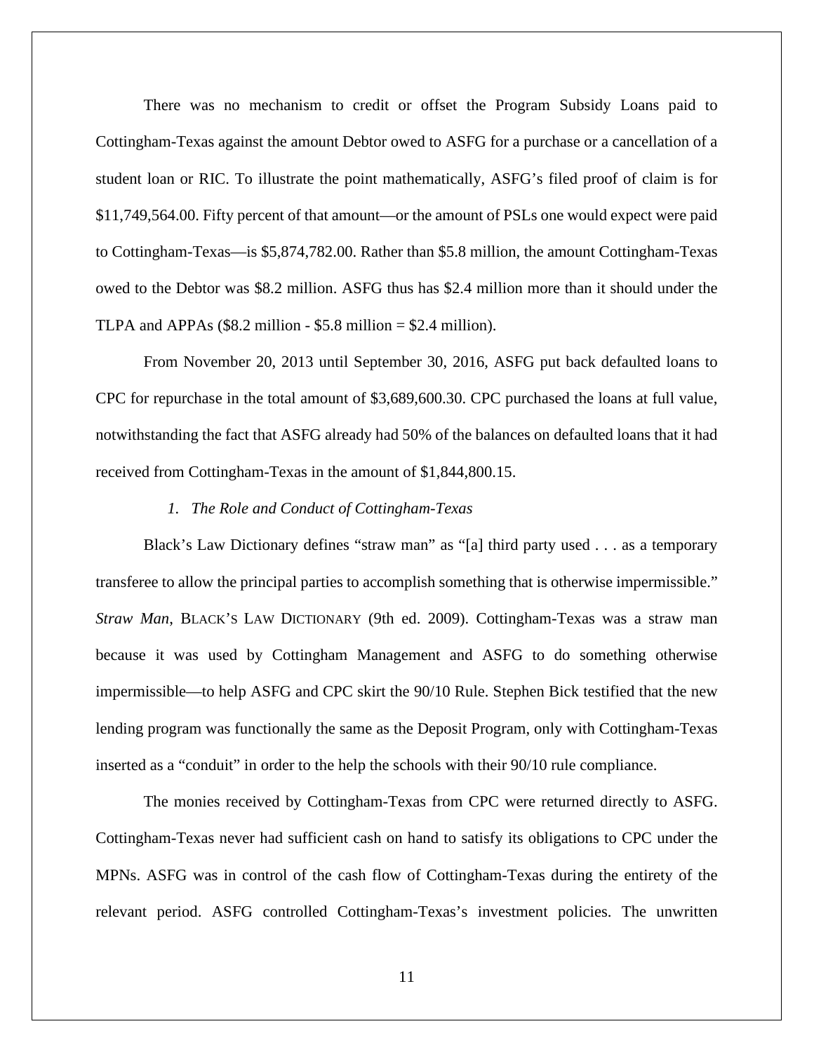There was no mechanism to credit or offset the Program Subsidy Loans paid to Cottingham-Texas against the amount Debtor owed to ASFG for a purchase or a cancellation of a student loan or RIC. To illustrate the point mathematically, ASFG's filed proof of claim is for $11,749,564.00. Fifty percent of that amount—or the amount of PSLs one would expect were paid to Cottingham-Texas—is $5,874,782.00. Rather than $5.8 million, the amount Cottingham-Texas owed to the Debtor was $8.2 million. ASFG thus has $2.4 million more than it should under the TLPA and APPAs ($8.2 million - $5.8 million = $2.4 million).

From November 20, 2013 until September 30, 2016, ASFG put back defaulted loans to CPC for repurchase in the total amount of $3,689,600.30. CPC purchased the loans at full value, notwithstanding the fact that ASFG already had 50% of the balances on defaulted loans that it had received from Cottingham-Texas in the amount of $1,844,800.15.

### 1. *The Role and Conduct of Cottingham-Texas*

Black's Law Dictionary defines "straw man" as "[a] third party used . . . as a temporary transferee to allow the principal parties to accomplish something that is otherwise impermissible." *Straw Man*, BLACK'S LAW DICTIONARY (9th ed. 2009). Cottingham-Texas was a straw man because it was used by Cottingham Management and ASFG to do something otherwise impermissible—to help ASFG and CPC skirt the 90/10 Rule. Stephen Bick testified that the new lending program was functionally the same as the Deposit Program, only with Cottingham-Texas inserted as a "conduit" in order to the help the schools with their 90/10 rule compliance.

The monies received by Cottingham-Texas from CPC were returned directly to ASFG. Cottingham-Texas never had sufficient cash on hand to satisfy its obligations to CPC under the MPNs. ASFG was in control of the cash flow of Cottingham-Texas during the entirety of the relevant period. ASFG controlled Cottingham-Texas's investment policies. The unwritten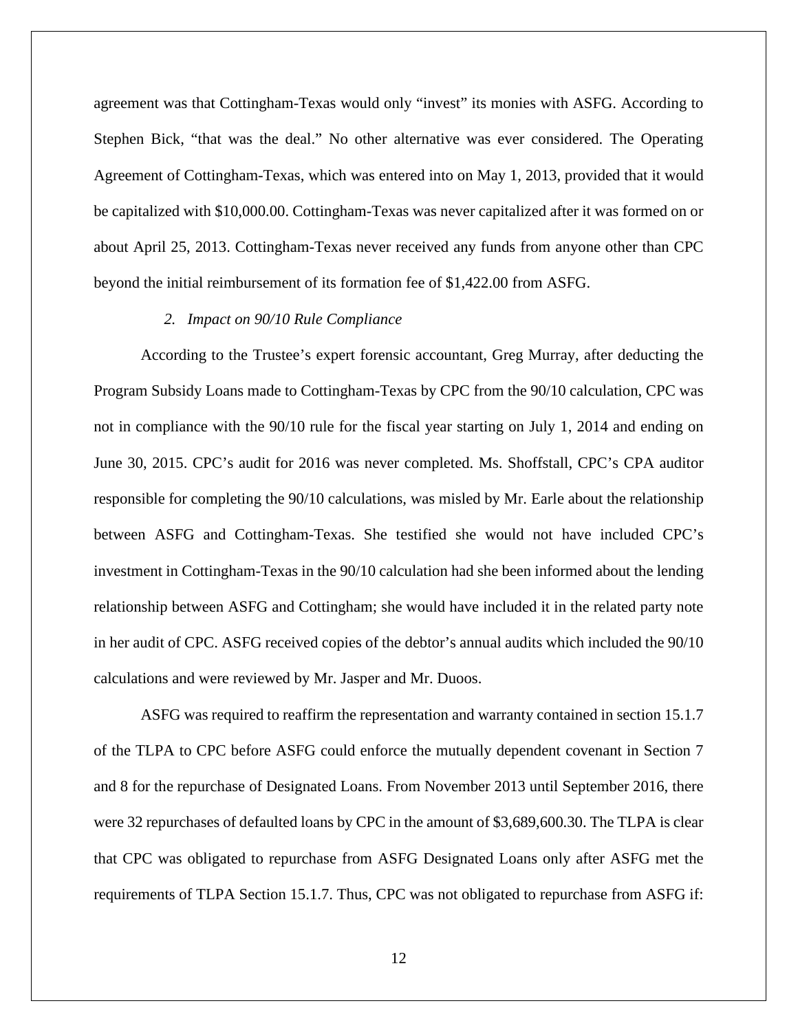agreement was that Cottingham-Texas would only "invest" its monies with ASFG. According to Stephen Bick, "that was the deal." No other alternative was ever considered. The Operating Agreement of Cottingham-Texas, which was entered into on May 1, 2013, provided that it would be capitalized with $10,000.00. Cottingham-Texas was never capitalized after it was formed on or about April 25, 2013. Cottingham-Texas never received any funds from anyone other than CPC beyond the initial reimbursement of its formation fee of $1,422.00 from ASFG.

*2. Impact on 90/10 Rule Compliance*

According to the Trustee's expert forensic accountant, Greg Murray, after deducting the Program Subsidy Loans made to Cottingham-Texas by CPC from the 90/10 calculation, CPC was not in compliance with the 90/10 rule for the fiscal year starting on July 1, 2014 and ending on June 30, 2015. CPC's audit for 2016 was never completed. Ms. Shoffstall, CPC's CPA auditor responsible for completing the 90/10 calculations, was misled by Mr. Earle about the relationship between ASFG and Cottingham-Texas. She testified she would not have included CPC's investment in Cottingham-Texas in the 90/10 calculation had she been informed about the lending relationship between ASFG and Cottingham; she would have included it in the related party note in her audit of CPC. ASFG received copies of the debtor's annual audits which included the 90/10 calculations and were reviewed by Mr. Jasper and Mr. Duoos.

ASFG was required to reaffirm the representation and warranty contained in section 15.1.7 of the TLPA to CPC before ASFG could enforce the mutually dependent covenant in Section 7 and 8 for the repurchase of Designated Loans. From November 2013 until September 2016, there were 32 repurchases of defaulted loans by CPC in the amount of $3,689,600.30. The TLPA is clear that CPC was obligated to repurchase from ASFG Designated Loans only after ASFG met the requirements of TLPA Section 15.1.7. Thus, CPC was not obligated to repurchase from ASFG if: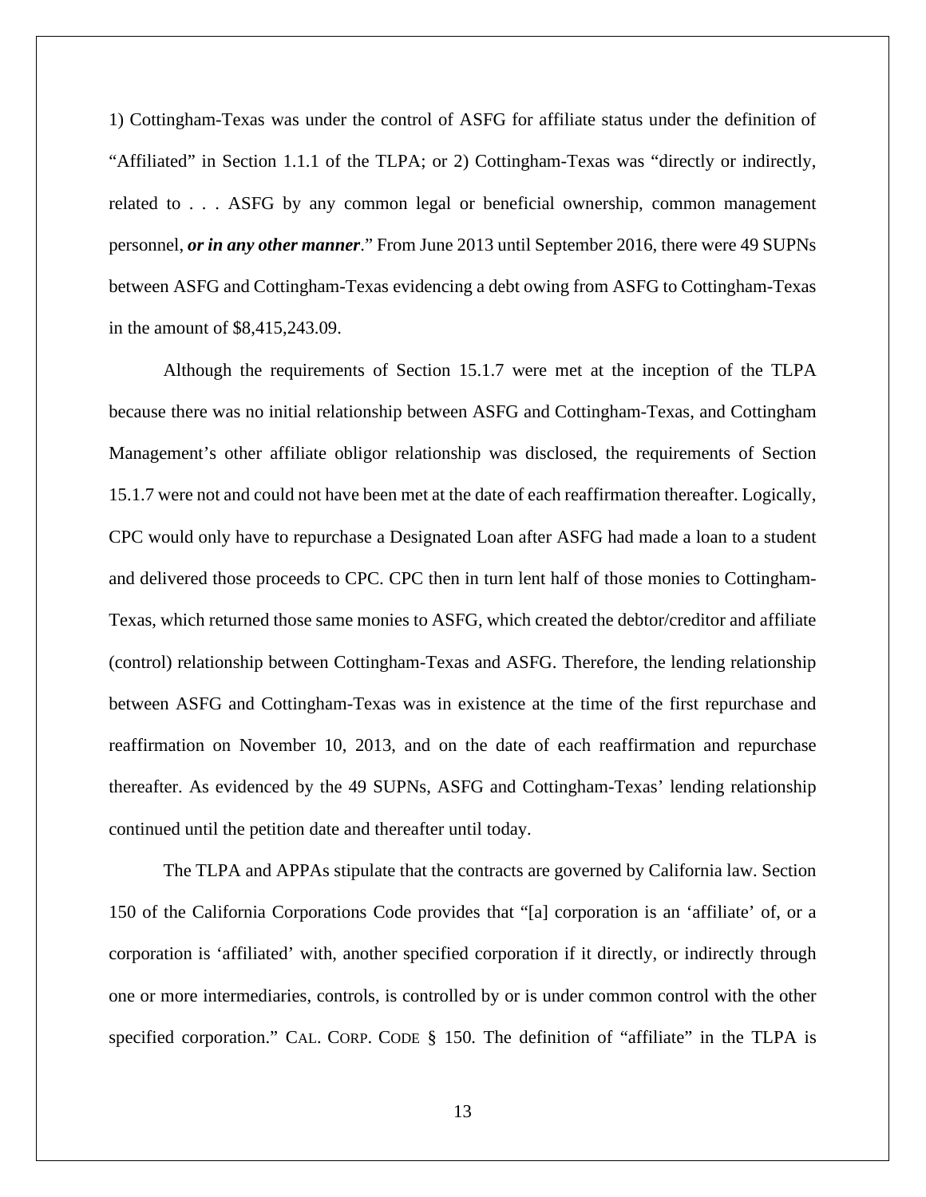1) Cottingham-Texas was under the control of ASFG for affiliate status under the definition of "Affiliated" in Section 1.1.1 of the TLPA; or 2) Cottingham-Texas was "directly or indirectly, related to . . . ASFG by any common legal or beneficial ownership, common management personnel, ***or in any other manner***." From June 2013 until September 2016, there were 49 SUPNs between ASFG and Cottingham-Texas evidencing a debt owing from ASFG to Cottingham-Texas in the amount of $8,415,243.09.

Although the requirements of Section 15.1.7 were met at the inception of the TLPA because there was no initial relationship between ASFG and Cottingham-Texas, and Cottingham Management's other affiliate obligor relationship was disclosed, the requirements of Section 15.1.7 were not and could not have been met at the date of each reaffirmation thereafter. Logically, CPC would only have to repurchase a Designated Loan after ASFG had made a loan to a student and delivered those proceeds to CPC. CPC then in turn lent half of those monies to Cottingham-Texas, which returned those same monies to ASFG, which created the debtor/creditor and affiliate (control) relationship between Cottingham-Texas and ASFG. Therefore, the lending relationship between ASFG and Cottingham-Texas was in existence at the time of the first repurchase and reaffirmation on November 10, 2013, and on the date of each reaffirmation and repurchase thereafter. As evidenced by the 49 SUPNs, ASFG and Cottingham-Texas' lending relationship continued until the petition date and thereafter until today.

The TLPA and APPAs stipulate that the contracts are governed by California law. Section 150 of the California Corporations Code provides that "[a] corporation is an 'affiliate' of, or a corporation is 'affiliated' with, another specified corporation if it directly, or indirectly through one or more intermediaries, controls, is controlled by or is under common control with the other specified corporation." CAL. CORP. CODE § 150. The definition of "affiliate" in the TLPA is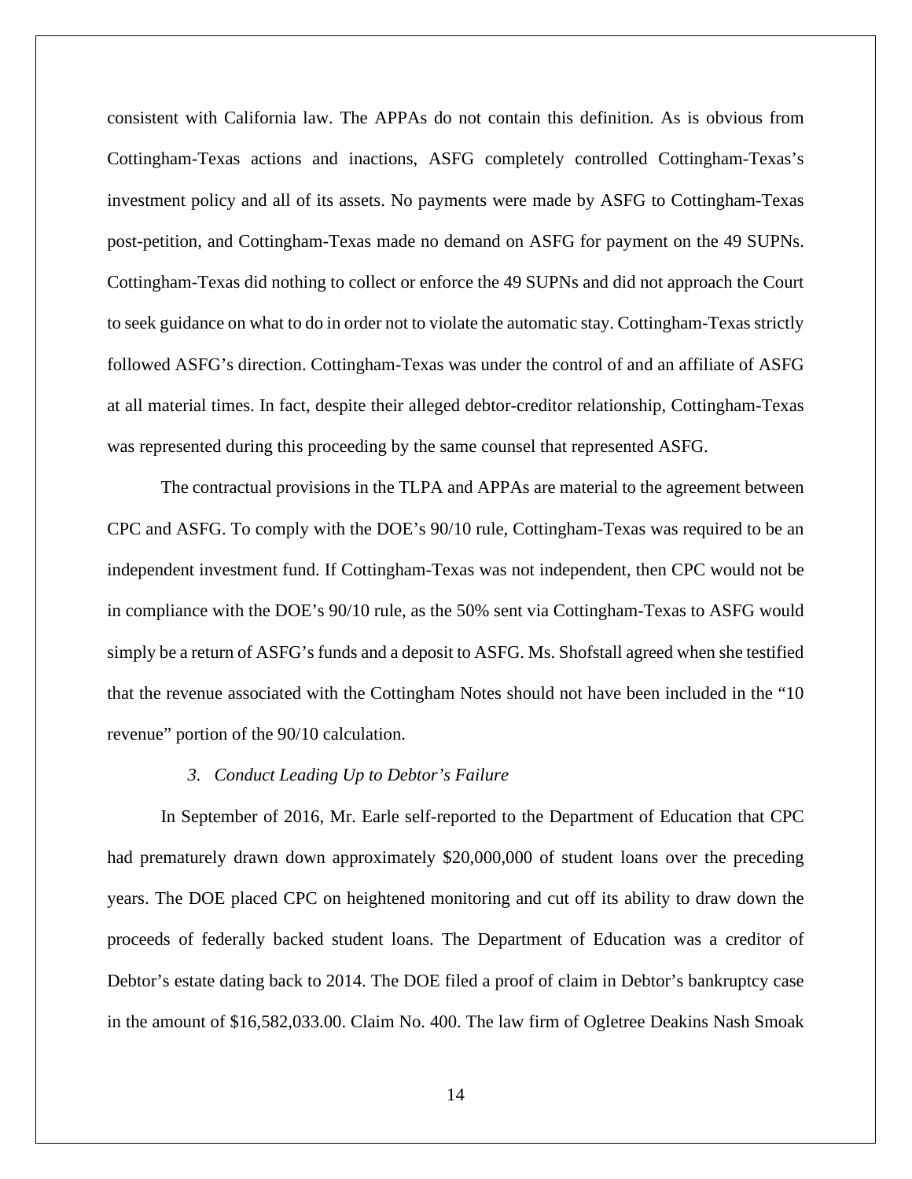consistent with California law. The APPAs do not contain this definition. As is obvious from Cottingham-Texas actions and inactions, ASFG completely controlled Cottingham-Texas's investment policy and all of its assets. No payments were made by ASFG to Cottingham-Texas post-petition, and Cottingham-Texas made no demand on ASFG for payment on the 49 SUPNs. Cottingham-Texas did nothing to collect or enforce the 49 SUPNs and did not approach the Court to seek guidance on what to do in order not to violate the automatic stay. Cottingham-Texas strictly followed ASFG's direction. Cottingham-Texas was under the control of and an affiliate of ASFG at all material times. In fact, despite their alleged debtor-creditor relationship, Cottingham-Texas was represented during this proceeding by the same counsel that represented ASFG.

The contractual provisions in the TLPA and APPAs are material to the agreement between CPC and ASFG. To comply with the DOE's 90/10 rule, Cottingham-Texas was required to be an independent investment fund. If Cottingham-Texas was not independent, then CPC would not be in compliance with the DOE's 90/10 rule, as the 50% sent via Cottingham-Texas to ASFG would simply be a return of ASFG's funds and a deposit to ASFG. Ms. Shofstall agreed when she testified that the revenue associated with the Cottingham Notes should not have been included in the "10 revenue" portion of the 90/10 calculation.

### 3. *Conduct Leading Up to Debtor's Failure*

In September of 2016, Mr. Earle self-reported to the Department of Education that CPC had prematurely drawn down approximately $20,000,000 of student loans over the preceding years. The DOE placed CPC on heightened monitoring and cut off its ability to draw down the proceeds of federally backed student loans. The Department of Education was a creditor of Debtor's estate dating back to 2014. The DOE filed a proof of claim in Debtor's bankruptcy case in the amount of $16,582,033.00. Claim No. 400. The law firm of Ogletree Deakins Nash Smoak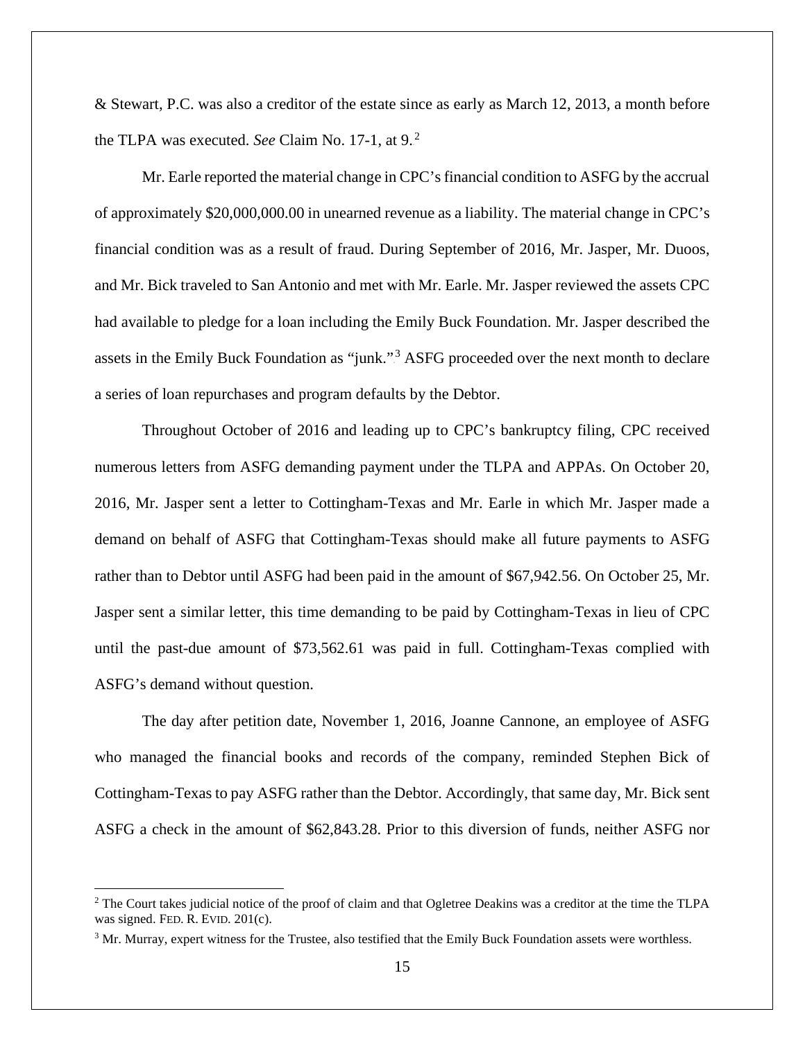& Stewart, P.C. was also a creditor of the estate since as early as March 12, 2013, a month before the TLPA was executed. *See* Claim No. 17-1, at 9.[2]

Mr. Earle reported the material change in CPC's financial condition to ASFG by the accrual of approximately $20,000,000.00 in unearned revenue as a liability. The material change in CPC's financial condition was as a result of fraud. During September of 2016, Mr. Jasper, Mr. Duoos, and Mr. Bick traveled to San Antonio and met with Mr. Earle. Mr. Jasper reviewed the assets CPC had available to pledge for a loan including the Emily Buck Foundation. Mr. Jasper described the assets in the Emily Buck Foundation as "junk."[3] ASFG proceeded over the next month to declare a series of loan repurchases and program defaults by the Debtor.

Throughout October of 2016 and leading up to CPC's bankruptcy filing, CPC received numerous letters from ASFG demanding payment under the TLPA and APPAs. On October 20, 2016, Mr. Jasper sent a letter to Cottingham-Texas and Mr. Earle in which Mr. Jasper made a demand on behalf of ASFG that Cottingham-Texas should make all future payments to ASFG rather than to Debtor until ASFG had been paid in the amount of $67,942.56. On October 25, Mr. Jasper sent a similar letter, this time demanding to be paid by Cottingham-Texas in lieu of CPC until the past-due amount of $73,562.61 was paid in full. Cottingham-Texas complied with ASFG's demand without question.

The day after petition date, November 1, 2016, Joanne Cannone, an employee of ASFG who managed the financial books and records of the company, reminded Stephen Bick of Cottingham-Texas to pay ASFG rather than the Debtor. Accordingly, that same day, Mr. Bick sent ASFG a check in the amount of $62,843.28. Prior to this diversion of funds, neither ASFG nor

---

[2] The Court takes judicial notice of the proof of claim and that Ogletree Deakins was a creditor at the time the TLPA was signed. FED. R. EVID. 201(c).

[3] Mr. Murray, expert witness for the Trustee, also testified that the Emily Buck Foundation assets were worthless.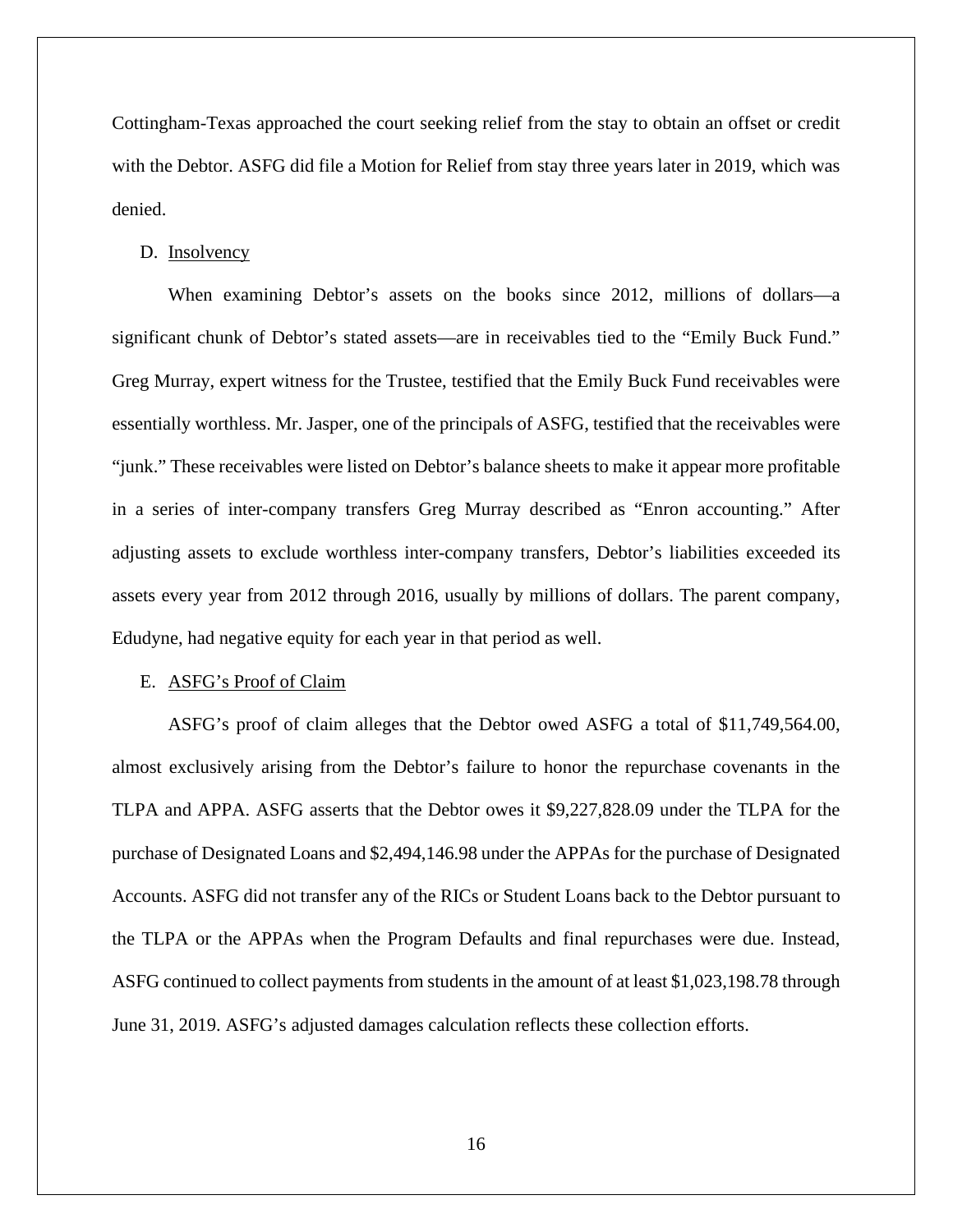Cottingham-Texas approached the court seeking relief from the stay to obtain an offset or credit with the Debtor. ASFG did file a Motion for Relief from stay three years later in 2019, which was denied.

D. <u>Insolvency</u>

When examining Debtor's assets on the books since 2012, millions of dollars—a significant chunk of Debtor's stated assets—are in receivables tied to the "Emily Buck Fund." Greg Murray, expert witness for the Trustee, testified that the Emily Buck Fund receivables were essentially worthless. Mr. Jasper, one of the principals of ASFG, testified that the receivables were "junk." These receivables were listed on Debtor's balance sheets to make it appear more profitable in a series of inter-company transfers Greg Murray described as "Enron accounting." After adjusting assets to exclude worthless inter-company transfers, Debtor's liabilities exceeded its assets every year from 2012 through 2016, usually by millions of dollars. The parent company, Edudyne, had negative equity for each year in that period as well.

E. <u>ASFG's Proof of Claim</u>

ASFG's proof of claim alleges that the Debtor owed ASFG a total of $11,749,564.00, almost exclusively arising from the Debtor's failure to honor the repurchase covenants in the TLPA and APPA. ASFG asserts that the Debtor owes it $9,227,828.09 under the TLPA for the purchase of Designated Loans and $2,494,146.98 under the APPAs for the purchase of Designated Accounts. ASFG did not transfer any of the RICs or Student Loans back to the Debtor pursuant to the TLPA or the APPAs when the Program Defaults and final repurchases were due. Instead, ASFG continued to collect payments from students in the amount of at least $1,023,198.78 through June 31, 2019. ASFG's adjusted damages calculation reflects these collection efforts.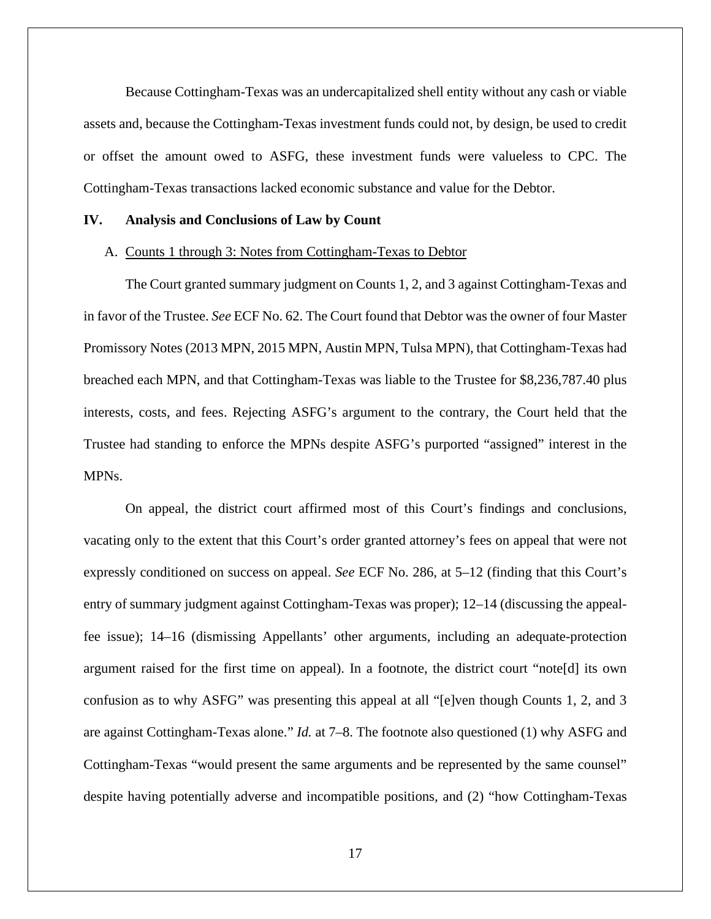Because Cottingham-Texas was an undercapitalized shell entity without any cash or viable assets and, because the Cottingham-Texas investment funds could not, by design, be used to credit or offset the amount owed to ASFG, these investment funds were valueless to CPC. The Cottingham-Texas transactions lacked economic substance and value for the Debtor.

## IV. Analysis and Conclusions of Law by Count

### A. Counts 1 through 3: Notes from Cottingham-Texas to Debtor

The Court granted summary judgment on Counts 1, 2, and 3 against Cottingham-Texas and in favor of the Trustee. *See* ECF No. 62. The Court found that Debtor was the owner of four Master Promissory Notes (2013 MPN, 2015 MPN, Austin MPN, Tulsa MPN), that Cottingham-Texas had breached each MPN, and that Cottingham-Texas was liable to the Trustee for $8,236,787.40 plus interests, costs, and fees. Rejecting ASFG's argument to the contrary, the Court held that the Trustee had standing to enforce the MPNs despite ASFG's purported "assigned" interest in the MPNs.

On appeal, the district court affirmed most of this Court's findings and conclusions, vacating only to the extent that this Court's order granted attorney's fees on appeal that were not expressly conditioned on success on appeal. *See* ECF No. 286, at 5–12 (finding that this Court's entry of summary judgment against Cottingham-Texas was proper); 12–14 (discussing the appeal-fee issue); 14–16 (dismissing Appellants' other arguments, including an adequate-protection argument raised for the first time on appeal). In a footnote, the district court "note[d] its own confusion as to why ASFG" was presenting this appeal at all "[e]ven though Counts 1, 2, and 3 are against Cottingham-Texas alone." *Id.* at 7–8. The footnote also questioned (1) why ASFG and Cottingham-Texas "would present the same arguments and be represented by the same counsel" despite having potentially adverse and incompatible positions, and (2) "how Cottingham-Texas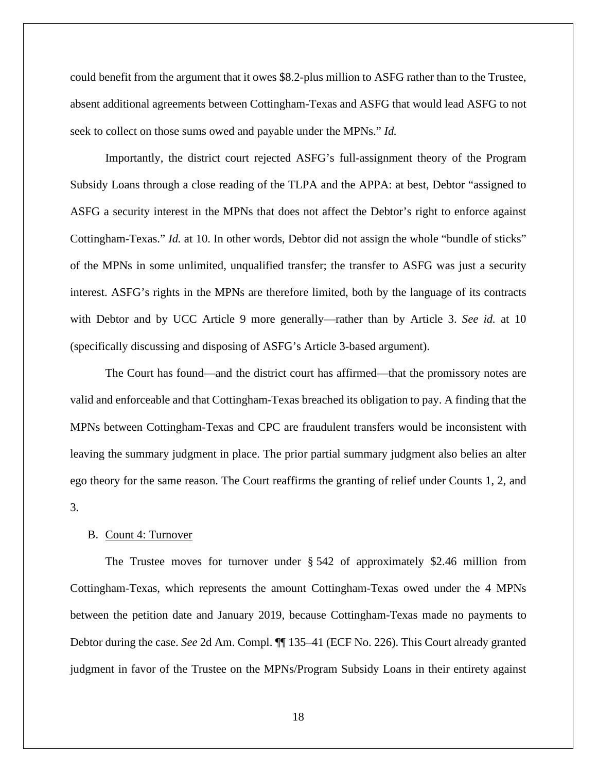could benefit from the argument that it owes $8.2-plus million to ASFG rather than to the Trustee, absent additional agreements between Cottingham-Texas and ASFG that would lead ASFG to not seek to collect on those sums owed and payable under the MPNs." *Id.*

Importantly, the district court rejected ASFG's full-assignment theory of the Program Subsidy Loans through a close reading of the TLPA and the APPA: at best, Debtor "assigned to ASFG a security interest in the MPNs that does not affect the Debtor's right to enforce against Cottingham-Texas." *Id.* at 10. In other words, Debtor did not assign the whole "bundle of sticks" of the MPNs in some unlimited, unqualified transfer; the transfer to ASFG was just a security interest. ASFG's rights in the MPNs are therefore limited, both by the language of its contracts with Debtor and by UCC Article 9 more generally—rather than by Article 3. *See id.* at 10 (specifically discussing and disposing of ASFG's Article 3-based argument).

The Court has found—and the district court has affirmed—that the promissory notes are valid and enforceable and that Cottingham-Texas breached its obligation to pay. A finding that the MPNs between Cottingham-Texas and CPC are fraudulent transfers would be inconsistent with leaving the summary judgment in place. The prior partial summary judgment also belies an alter ego theory for the same reason. The Court reaffirms the granting of relief under Counts 1, 2, and 3.

B. Count 4: Turnover

The Trustee moves for turnover under § 542 of approximately $2.46 million from Cottingham-Texas, which represents the amount Cottingham-Texas owed under the 4 MPNs between the petition date and January 2019, because Cottingham-Texas made no payments to Debtor during the case. *See* 2d Am. Compl. ¶¶ 135–41 (ECF No. 226). This Court already granted judgment in favor of the Trustee on the MPNs/Program Subsidy Loans in their entirety against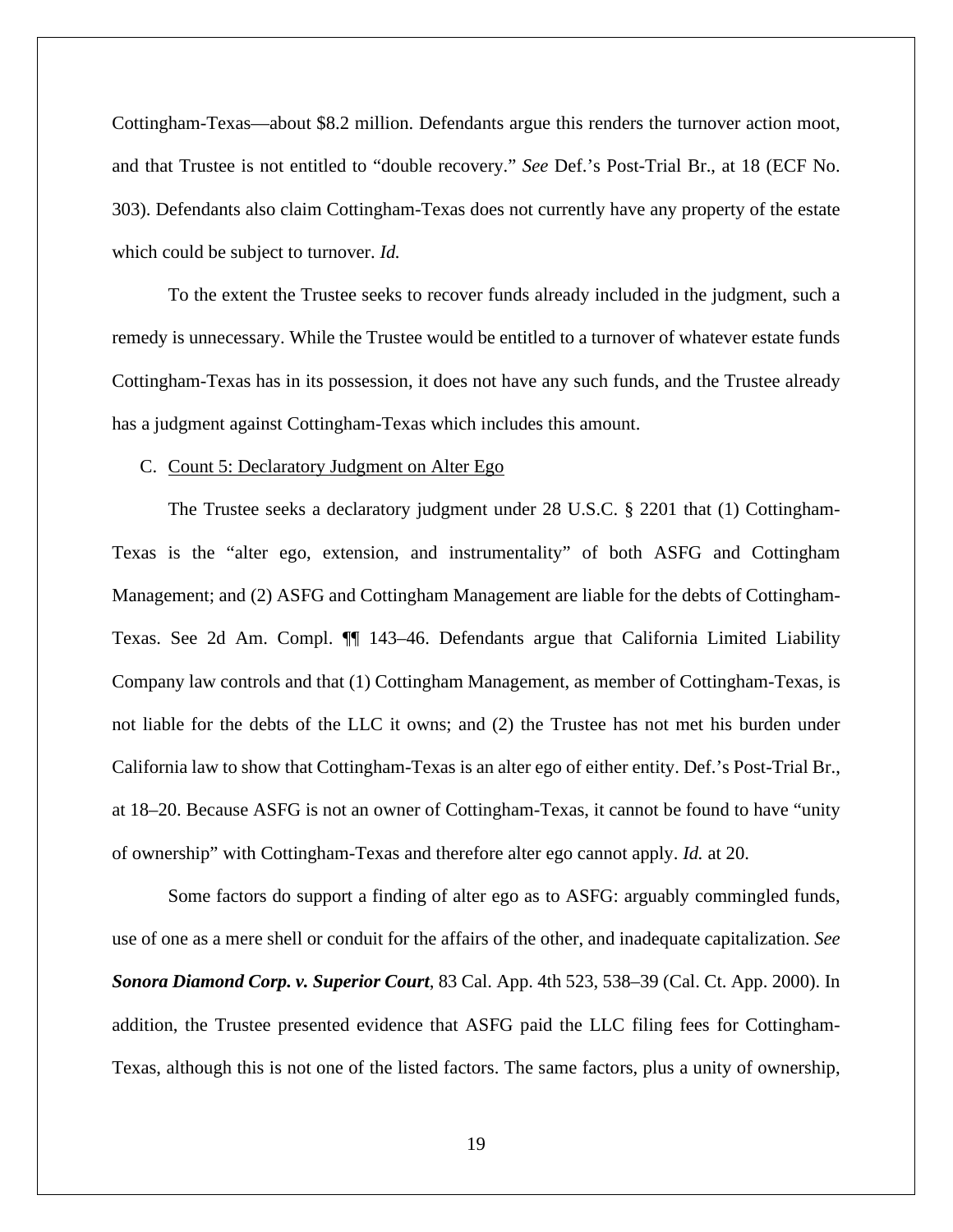Cottingham-Texas—about \$8.2 million. Defendants argue this renders the turnover action moot, and that Trustee is not entitled to "double recovery." *See* Def.'s Post-Trial Br., at 18 (ECF No. 303). Defendants also claim Cottingham-Texas does not currently have any property of the estate which could be subject to turnover. *Id.*

To the extent the Trustee seeks to recover funds already included in the judgment, such a remedy is unnecessary. While the Trustee would be entitled to a turnover of whatever estate funds Cottingham-Texas has in its possession, it does not have any such funds, and the Trustee already has a judgment against Cottingham-Texas which includes this amount.

C. Count 5: Declaratory Judgment on Alter Ego

The Trustee seeks a declaratory judgment under 28 U.S.C. § 2201 that (1) Cottingham-Texas is the "alter ego, extension, and instrumentality" of both ASFG and Cottingham Management; and (2) ASFG and Cottingham Management are liable for the debts of Cottingham-Texas. See 2d Am. Compl. ¶¶ 143–46. Defendants argue that California Limited Liability Company law controls and that (1) Cottingham Management, as member of Cottingham-Texas, is not liable for the debts of the LLC it owns; and (2) the Trustee has not met his burden under California law to show that Cottingham-Texas is an alter ego of either entity. Def.'s Post-Trial Br., at 18–20. Because ASFG is not an owner of Cottingham-Texas, it cannot be found to have "unity of ownership" with Cottingham-Texas and therefore alter ego cannot apply. *Id.* at 20.

Some factors do support a finding of alter ego as to ASFG: arguably commingled funds, use of one as a mere shell or conduit for the affairs of the other, and inadequate capitalization. *See* ***Sonora Diamond Corp. v. Superior Court***, 83 Cal. App. 4th 523, 538–39 (Cal. Ct. App. 2000). In addition, the Trustee presented evidence that ASFG paid the LLC filing fees for Cottingham-Texas, although this is not one of the listed factors. The same factors, plus a unity of ownership,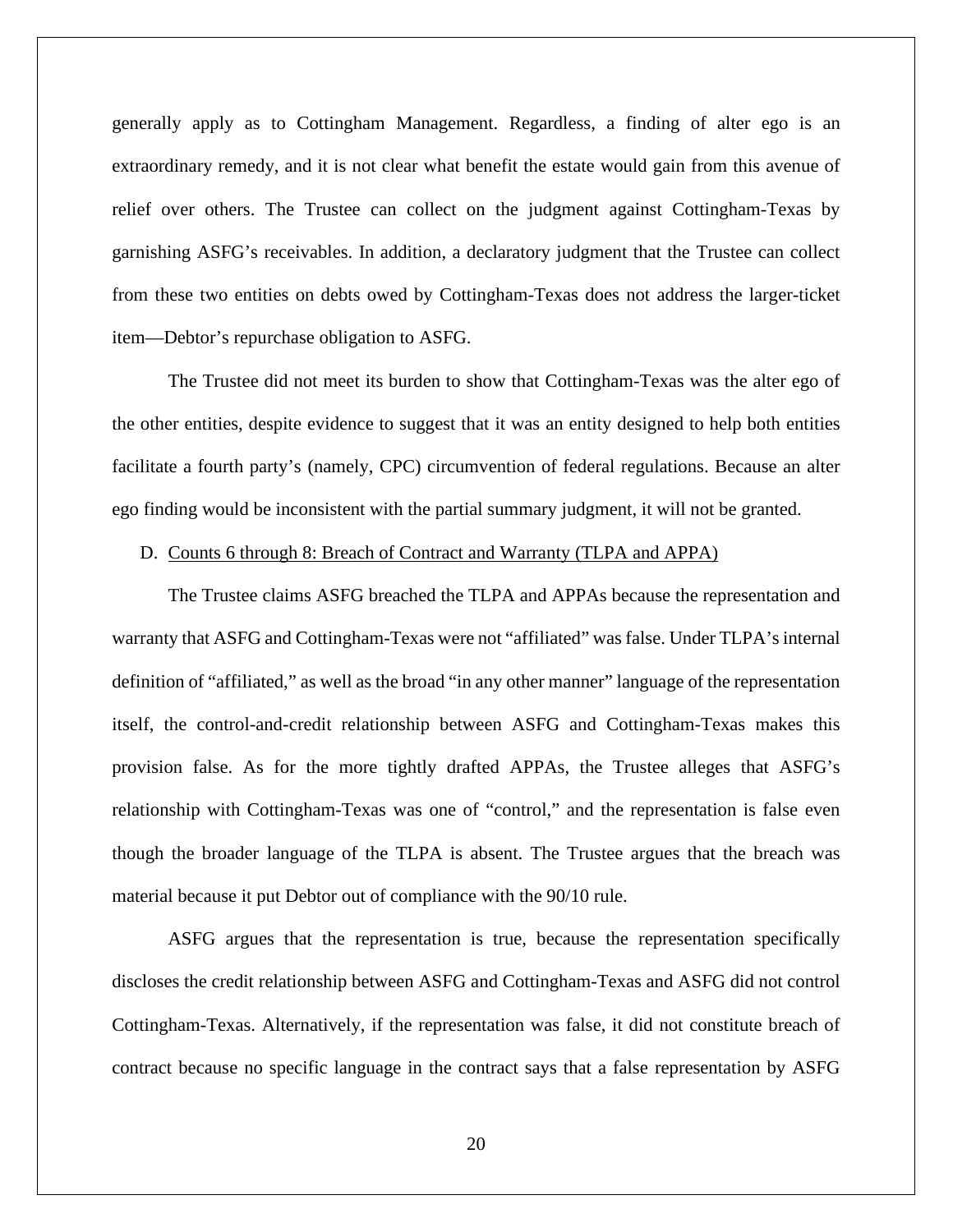generally apply as to Cottingham Management. Regardless, a finding of alter ego is an extraordinary remedy, and it is not clear what benefit the estate would gain from this avenue of relief over others. The Trustee can collect on the judgment against Cottingham-Texas by garnishing ASFG's receivables. In addition, a declaratory judgment that the Trustee can collect from these two entities on debts owed by Cottingham-Texas does not address the larger-ticket item—Debtor's repurchase obligation to ASFG.

The Trustee did not meet its burden to show that Cottingham-Texas was the alter ego of the other entities, despite evidence to suggest that it was an entity designed to help both entities facilitate a fourth party's (namely, CPC) circumvention of federal regulations. Because an alter ego finding would be inconsistent with the partial summary judgment, it will not be granted.

D. Counts 6 through 8: Breach of Contract and Warranty (TLPA and APPA)

The Trustee claims ASFG breached the TLPA and APPAs because the representation and warranty that ASFG and Cottingham-Texas were not "affiliated" was false. Under TLPA's internal definition of "affiliated," as well as the broad "in any other manner" language of the representation itself, the control-and-credit relationship between ASFG and Cottingham-Texas makes this provision false. As for the more tightly drafted APPAs, the Trustee alleges that ASFG's relationship with Cottingham-Texas was one of "control," and the representation is false even though the broader language of the TLPA is absent. The Trustee argues that the breach was material because it put Debtor out of compliance with the 90/10 rule.

ASFG argues that the representation is true, because the representation specifically discloses the credit relationship between ASFG and Cottingham-Texas and ASFG did not control Cottingham-Texas. Alternatively, if the representation was false, it did not constitute breach of contract because no specific language in the contract says that a false representation by ASFG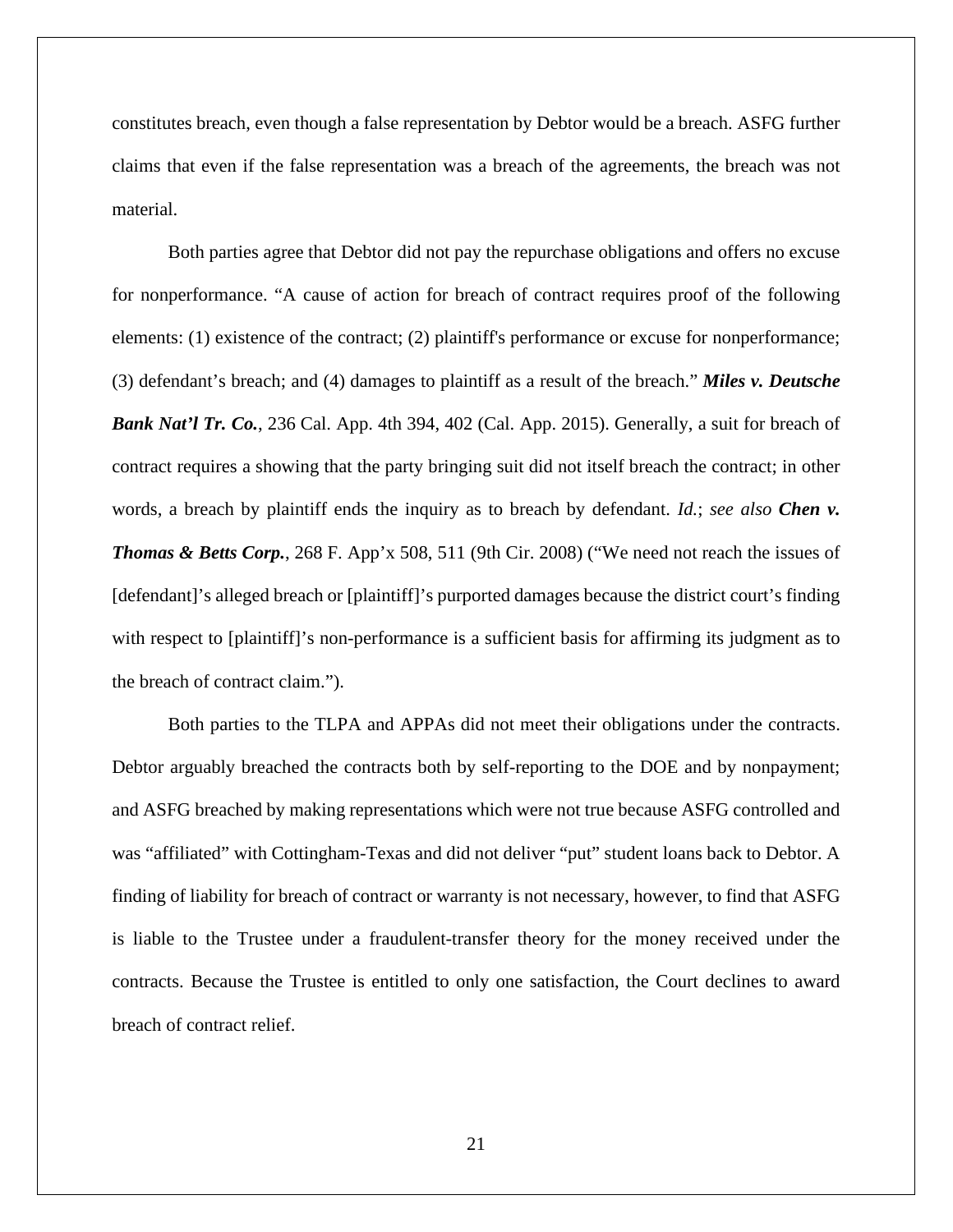constitutes breach, even though a false representation by Debtor would be a breach. ASFG further claims that even if the false representation was a breach of the agreements, the breach was not material.

Both parties agree that Debtor did not pay the repurchase obligations and offers no excuse for nonperformance. "A cause of action for breach of contract requires proof of the following elements: (1) existence of the contract; (2) plaintiff's performance or excuse for nonperformance; (3) defendant's breach; and (4) damages to plaintiff as a result of the breach." ***Miles v. Deutsche Bank Nat'l Tr. Co.***, 236 Cal. App. 4th 394, 402 (Cal. App. 2015). Generally, a suit for breach of contract requires a showing that the party bringing suit did not itself breach the contract; in other words, a breach by plaintiff ends the inquiry as to breach by defendant. *Id.*; *see also* ***Chen v. Thomas & Betts Corp.***, 268 F. App'x 508, 511 (9th Cir. 2008) ("We need not reach the issues of [defendant]'s alleged breach or [plaintiff]'s purported damages because the district court's finding with respect to [plaintiff]'s non-performance is a sufficient basis for affirming its judgment as to the breach of contract claim.").

Both parties to the TLPA and APPAs did not meet their obligations under the contracts. Debtor arguably breached the contracts both by self-reporting to the DOE and by nonpayment; and ASFG breached by making representations which were not true because ASFG controlled and was "affiliated" with Cottingham-Texas and did not deliver "put" student loans back to Debtor. A finding of liability for breach of contract or warranty is not necessary, however, to find that ASFG is liable to the Trustee under a fraudulent-transfer theory for the money received under the contracts. Because the Trustee is entitled to only one satisfaction, the Court declines to award breach of contract relief.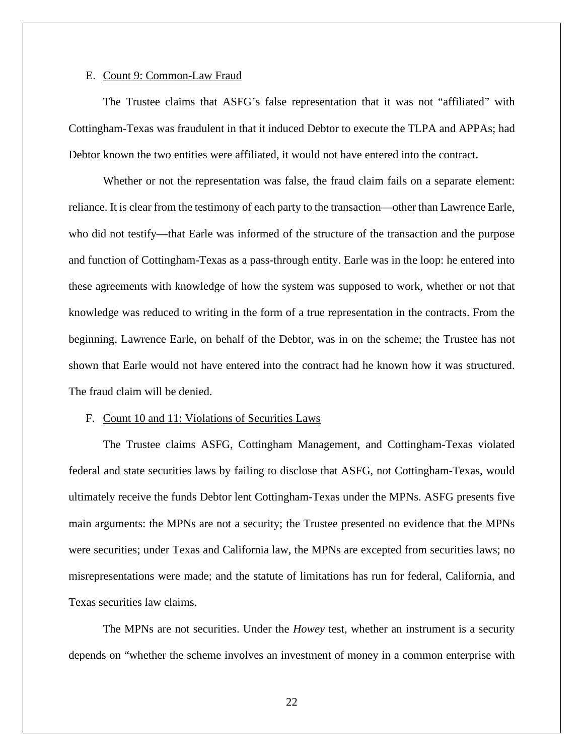E. Count 9: Common-Law Fraud

The Trustee claims that ASFG's false representation that it was not "affiliated" with Cottingham-Texas was fraudulent in that it induced Debtor to execute the TLPA and APPAs; had Debtor known the two entities were affiliated, it would not have entered into the contract.

Whether or not the representation was false, the fraud claim fails on a separate element: reliance. It is clear from the testimony of each party to the transaction—other than Lawrence Earle, who did not testify—that Earle was informed of the structure of the transaction and the purpose and function of Cottingham-Texas as a pass-through entity. Earle was in the loop: he entered into these agreements with knowledge of how the system was supposed to work, whether or not that knowledge was reduced to writing in the form of a true representation in the contracts. From the beginning, Lawrence Earle, on behalf of the Debtor, was in on the scheme; the Trustee has not shown that Earle would not have entered into the contract had he known how it was structured. The fraud claim will be denied.

F. Count 10 and 11: Violations of Securities Laws

The Trustee claims ASFG, Cottingham Management, and Cottingham-Texas violated federal and state securities laws by failing to disclose that ASFG, not Cottingham-Texas, would ultimately receive the funds Debtor lent Cottingham-Texas under the MPNs. ASFG presents five main arguments: the MPNs are not a security; the Trustee presented no evidence that the MPNs were securities; under Texas and California law, the MPNs are excepted from securities laws; no misrepresentations were made; and the statute of limitations has run for federal, California, and Texas securities law claims.

The MPNs are not securities. Under the *Howey* test, whether an instrument is a security depends on "whether the scheme involves an investment of money in a common enterprise with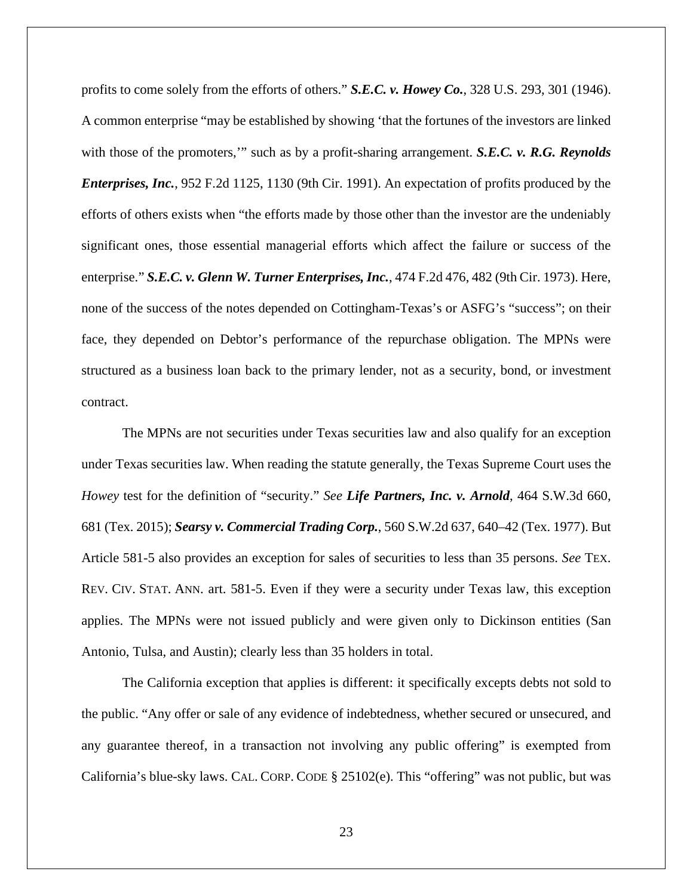profits to come solely from the efforts of others." ***S.E.C. v. Howey Co.***, 328 U.S. 293, 301 (1946). A common enterprise "may be established by showing 'that the fortunes of the investors are linked with those of the promoters,'" such as by a profit-sharing arrangement. ***S.E.C. v. R.G. Reynolds Enterprises, Inc.***, 952 F.2d 1125, 1130 (9th Cir. 1991). An expectation of profits produced by the efforts of others exists when "the efforts made by those other than the investor are the undeniably significant ones, those essential managerial efforts which affect the failure or success of the enterprise." ***S.E.C. v. Glenn W. Turner Enterprises, Inc.***, 474 F.2d 476, 482 (9th Cir. 1973). Here, none of the success of the notes depended on Cottingham-Texas's or ASFG's "success"; on their face, they depended on Debtor's performance of the repurchase obligation. The MPNs were structured as a business loan back to the primary lender, not as a security, bond, or investment contract.

The MPNs are not securities under Texas securities law and also qualify for an exception under Texas securities law. When reading the statute generally, the Texas Supreme Court uses the *Howey* test for the definition of "security." *See* ***Life Partners, Inc. v. Arnold***, 464 S.W.3d 660, 681 (Tex. 2015); ***Searsy v. Commercial Trading Corp.***, 560 S.W.2d 637, 640–42 (Tex. 1977). But Article 581-5 also provides an exception for sales of securities to less than 35 persons. *See* TEX. REV. CIV. STAT. ANN. art. 581-5. Even if they were a security under Texas law, this exception applies. The MPNs were not issued publicly and were given only to Dickinson entities (San Antonio, Tulsa, and Austin); clearly less than 35 holders in total.

The California exception that applies is different: it specifically excepts debts not sold to the public. "Any offer or sale of any evidence of indebtedness, whether secured or unsecured, and any guarantee thereof, in a transaction not involving any public offering" is exempted from California's blue-sky laws. CAL. CORP. CODE § 25102(e). This "offering" was not public, but was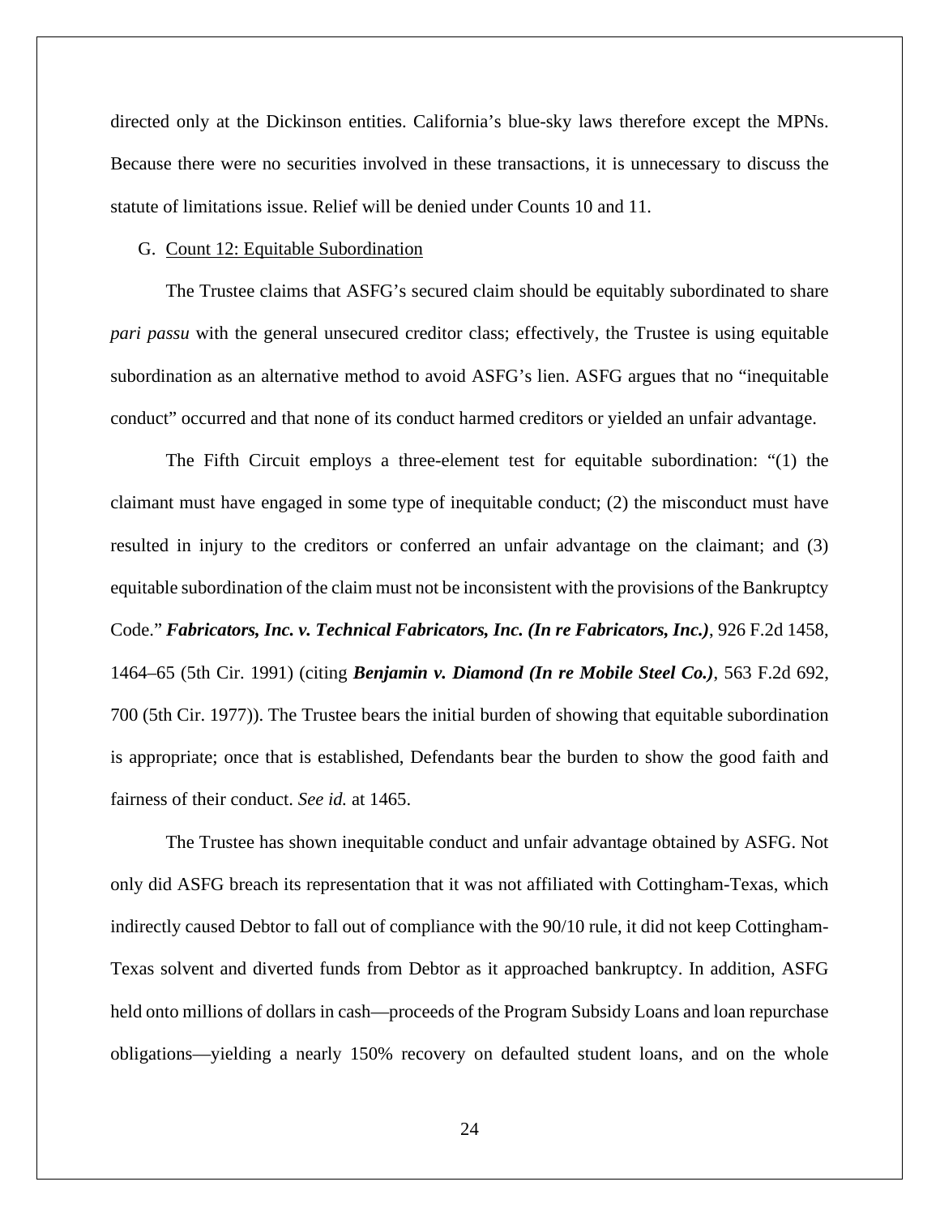directed only at the Dickinson entities. California's blue-sky laws therefore except the MPNs. Because there were no securities involved in these transactions, it is unnecessary to discuss the statute of limitations issue. Relief will be denied under Counts 10 and 11.

G. Count 12: Equitable Subordination

The Trustee claims that ASFG's secured claim should be equitably subordinated to share *pari passu* with the general unsecured creditor class; effectively, the Trustee is using equitable subordination as an alternative method to avoid ASFG's lien. ASFG argues that no "inequitable conduct" occurred and that none of its conduct harmed creditors or yielded an unfair advantage.

The Fifth Circuit employs a three-element test for equitable subordination: "(1) the claimant must have engaged in some type of inequitable conduct; (2) the misconduct must have resulted in injury to the creditors or conferred an unfair advantage on the claimant; and (3) equitable subordination of the claim must not be inconsistent with the provisions of the Bankruptcy Code." ***Fabricators, Inc. v. Technical Fabricators, Inc. (In re Fabricators, Inc.)***, 926 F.2d 1458, 1464–65 (5th Cir. 1991) (citing ***Benjamin v. Diamond (In re Mobile Steel Co.)***, 563 F.2d 692, 700 (5th Cir. 1977)). The Trustee bears the initial burden of showing that equitable subordination is appropriate; once that is established, Defendants bear the burden to show the good faith and fairness of their conduct. *See id.* at 1465.

The Trustee has shown inequitable conduct and unfair advantage obtained by ASFG. Not only did ASFG breach its representation that it was not affiliated with Cottingham-Texas, which indirectly caused Debtor to fall out of compliance with the 90/10 rule, it did not keep Cottingham-Texas solvent and diverted funds from Debtor as it approached bankruptcy. In addition, ASFG held onto millions of dollars in cash—proceeds of the Program Subsidy Loans and loan repurchase obligations—yielding a nearly 150% recovery on defaulted student loans, and on the whole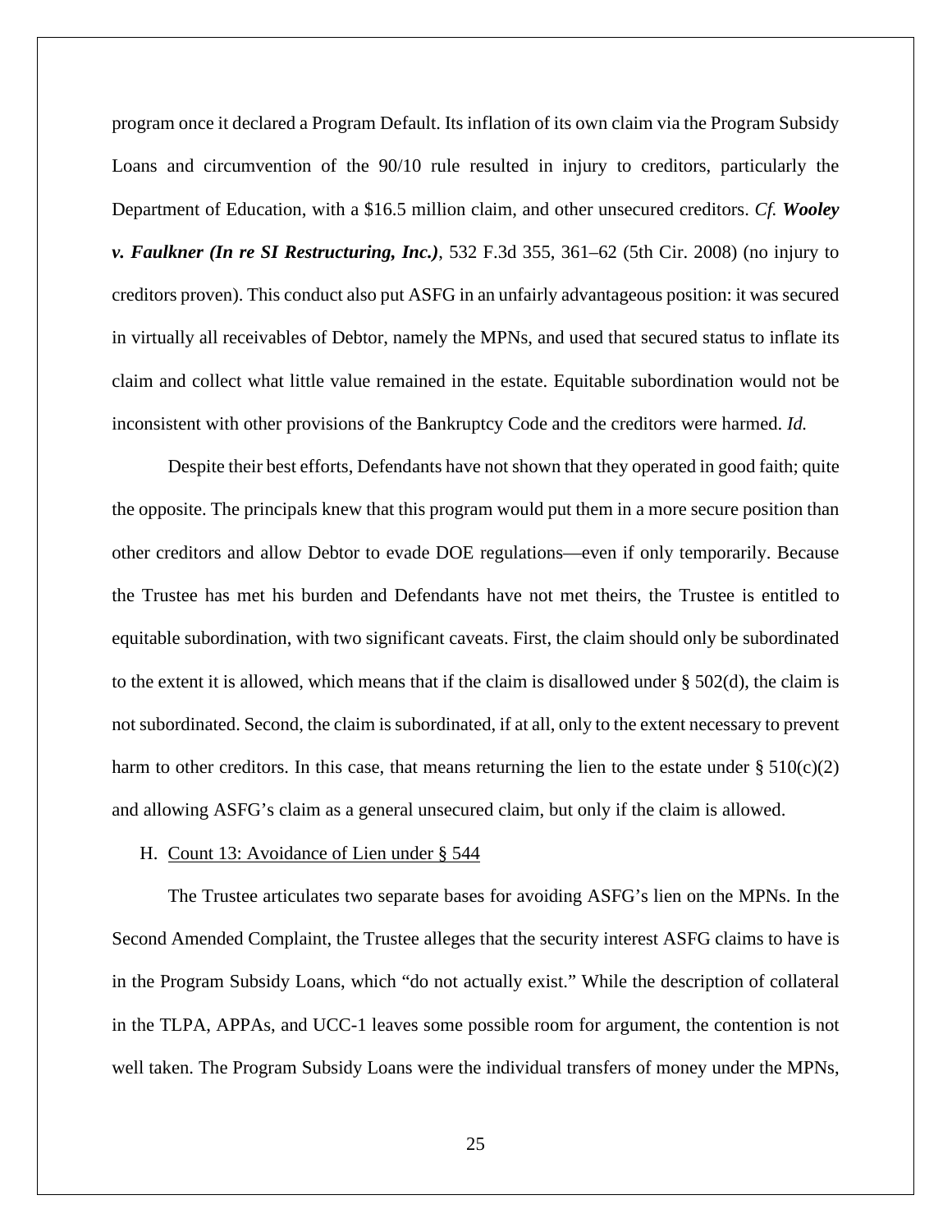program once it declared a Program Default. Its inflation of its own claim via the Program Subsidy Loans and circumvention of the 90/10 rule resulted in injury to creditors, particularly the Department of Education, with a $16.5 million claim, and other unsecured creditors. *Cf. **Wooley v. Faulkner (In re SI Restructuring, Inc.)***, 532 F.3d 355, 361–62 (5th Cir. 2008) (no injury to creditors proven). This conduct also put ASFG in an unfairly advantageous position: it was secured in virtually all receivables of Debtor, namely the MPNs, and used that secured status to inflate its claim and collect what little value remained in the estate. Equitable subordination would not be inconsistent with other provisions of the Bankruptcy Code and the creditors were harmed. *Id.*

Despite their best efforts, Defendants have not shown that they operated in good faith; quite the opposite. The principals knew that this program would put them in a more secure position than other creditors and allow Debtor to evade DOE regulations—even if only temporarily. Because the Trustee has met his burden and Defendants have not met theirs, the Trustee is entitled to equitable subordination, with two significant caveats. First, the claim should only be subordinated to the extent it is allowed, which means that if the claim is disallowed under § 502(d), the claim is not subordinated. Second, the claim is subordinated, if at all, only to the extent necessary to prevent harm to other creditors. In this case, that means returning the lien to the estate under § 510(c)(2) and allowing ASFG's claim as a general unsecured claim, but only if the claim is allowed.

H. Count 13: Avoidance of Lien under § 544

The Trustee articulates two separate bases for avoiding ASFG's lien on the MPNs. In the Second Amended Complaint, the Trustee alleges that the security interest ASFG claims to have is in the Program Subsidy Loans, which "do not actually exist." While the description of collateral in the TLPA, APPAs, and UCC-1 leaves some possible room for argument, the contention is not well taken. The Program Subsidy Loans were the individual transfers of money under the MPNs,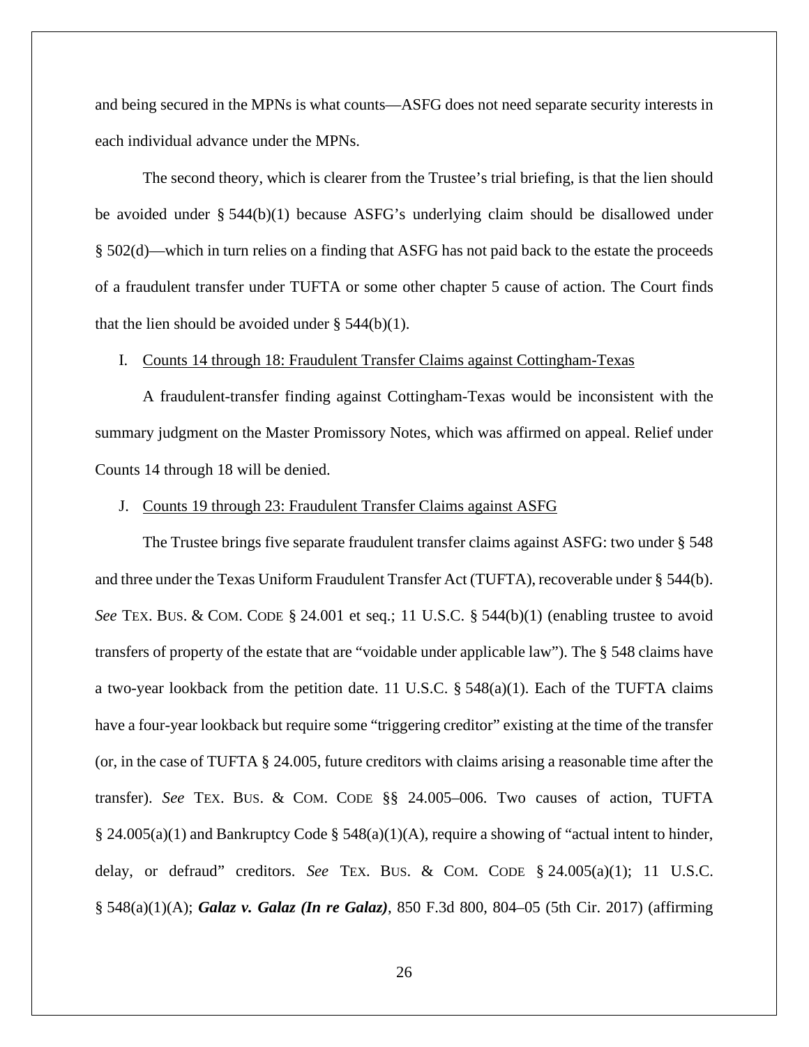and being secured in the MPNs is what counts—ASFG does not need separate security interests in each individual advance under the MPNs.

The second theory, which is clearer from the Trustee's trial briefing, is that the lien should be avoided under § 544(b)(1) because ASFG's underlying claim should be disallowed under § 502(d)—which in turn relies on a finding that ASFG has not paid back to the estate the proceeds of a fraudulent transfer under TUFTA or some other chapter 5 cause of action. The Court finds that the lien should be avoided under § 544(b)(1).

I. Counts 14 through 18: Fraudulent Transfer Claims against Cottingham-Texas

A fraudulent-transfer finding against Cottingham-Texas would be inconsistent with the summary judgment on the Master Promissory Notes, which was affirmed on appeal. Relief under Counts 14 through 18 will be denied.

J. Counts 19 through 23: Fraudulent Transfer Claims against ASFG

The Trustee brings five separate fraudulent transfer claims against ASFG: two under § 548 and three under the Texas Uniform Fraudulent Transfer Act (TUFTA), recoverable under § 544(b). *See* TEX. BUS. & COM. CODE § 24.001 et seq.; 11 U.S.C. § 544(b)(1) (enabling trustee to avoid transfers of property of the estate that are "voidable under applicable law"). The § 548 claims have a two-year lookback from the petition date. 11 U.S.C. § 548(a)(1). Each of the TUFTA claims have a four-year lookback but require some "triggering creditor" existing at the time of the transfer (or, in the case of TUFTA § 24.005, future creditors with claims arising a reasonable time after the transfer). *See* TEX. BUS. & COM. CODE §§ 24.005–006. Two causes of action, TUFTA § 24.005(a)(1) and Bankruptcy Code § 548(a)(1)(A), require a showing of "actual intent to hinder, delay, or defraud" creditors. *See* TEX. BUS. & COM. CODE § 24.005(a)(1); 11 U.S.C. § 548(a)(1)(A); ***Galaz v. Galaz (In re Galaz)***, 850 F.3d 800, 804–05 (5th Cir. 2017) (affirming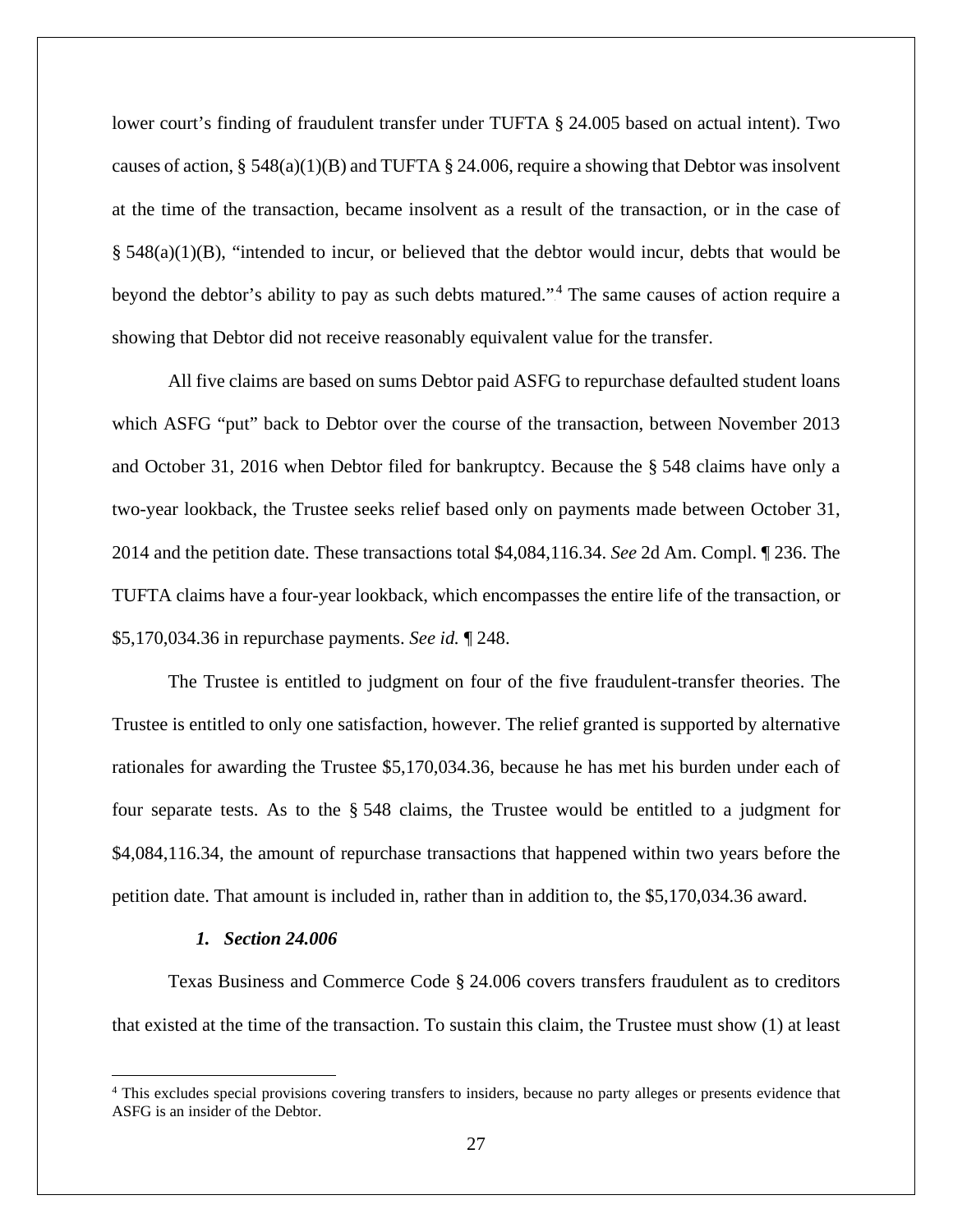lower court's finding of fraudulent transfer under TUFTA § 24.005 based on actual intent). Two causes of action, § 548(a)(1)(B) and TUFTA § 24.006, require a showing that Debtor was insolvent at the time of the transaction, became insolvent as a result of the transaction, or in the case of § 548(a)(1)(B), "intended to incur, or believed that the debtor would incur, debts that would be beyond the debtor's ability to pay as such debts matured."[4] The same causes of action require a showing that Debtor did not receive reasonably equivalent value for the transfer.

All five claims are based on sums Debtor paid ASFG to repurchase defaulted student loans which ASFG "put" back to Debtor over the course of the transaction, between November 2013 and October 31, 2016 when Debtor filed for bankruptcy. Because the § 548 claims have only a two-year lookback, the Trustee seeks relief based only on payments made between October 31, 2014 and the petition date. These transactions total $4,084,116.34. *See* 2d Am. Compl. ¶ 236. The TUFTA claims have a four-year lookback, which encompasses the entire life of the transaction, or $5,170,034.36 in repurchase payments. *See id.* ¶ 248.

The Trustee is entitled to judgment on four of the five fraudulent-transfer theories. The Trustee is entitled to only one satisfaction, however. The relief granted is supported by alternative rationales for awarding the Trustee $5,170,034.36, because he has met his burden under each of four separate tests. As to the § 548 claims, the Trustee would be entitled to a judgment for $4,084,116.34, the amount of repurchase transactions that happened within two years before the petition date. That amount is included in, rather than in addition to, the $5,170,034.36 award.

### *1. Section 24.006*

Texas Business and Commerce Code § 24.006 covers transfers fraudulent as to creditors that existed at the time of the transaction. To sustain this claim, the Trustee must show (1) at least

---

[4] This excludes special provisions covering transfers to insiders, because no party alleges or presents evidence that ASFG is an insider of the Debtor.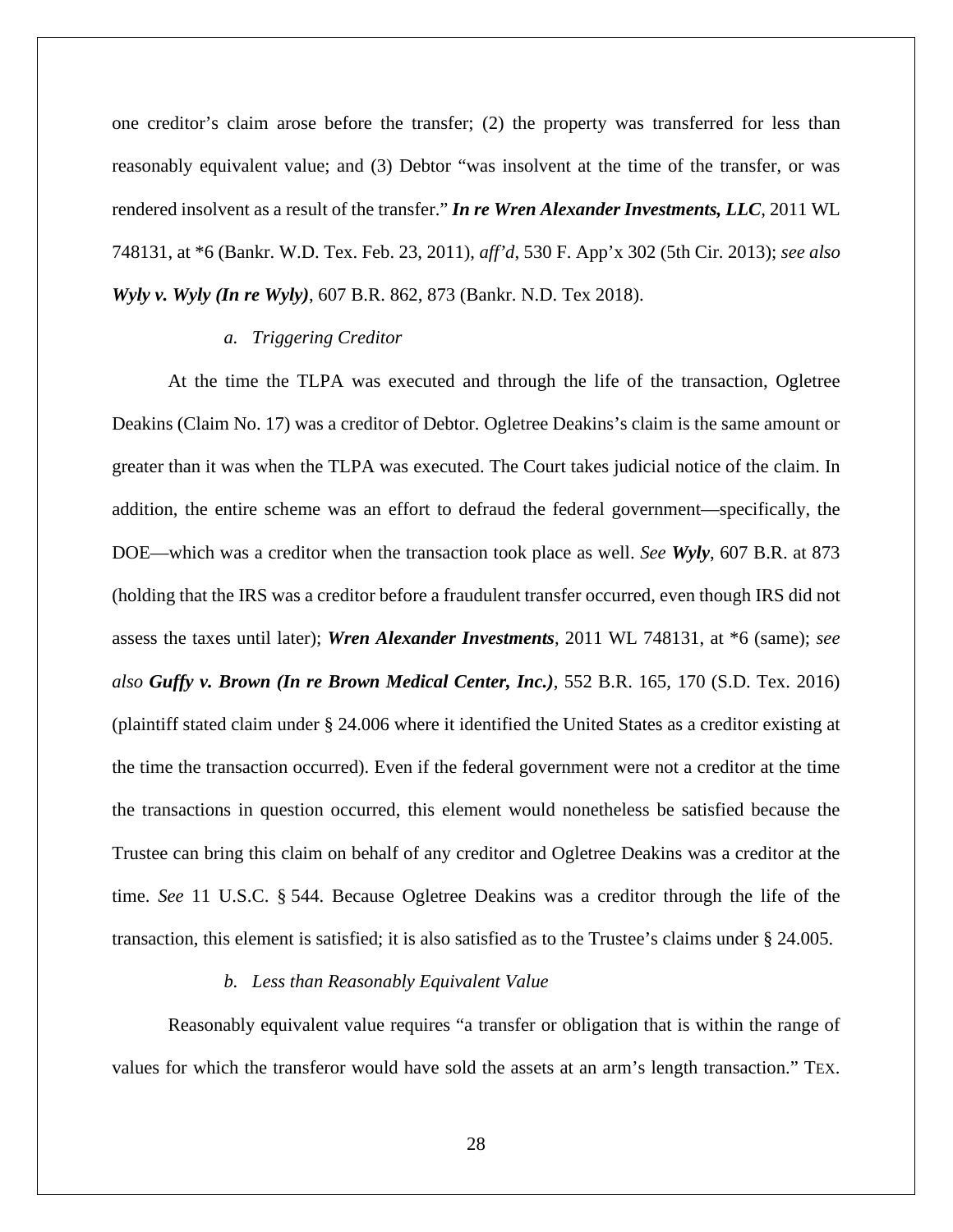one creditor's claim arose before the transfer; (2) the property was transferred for less than reasonably equivalent value; and (3) Debtor "was insolvent at the time of the transfer, or was rendered insolvent as a result of the transfer." ***In re Wren Alexander Investments, LLC***, 2011 WL 748131, at *6 (Bankr. W.D. Tex. Feb. 23, 2011), *aff'd*, 530 F. App'x 302 (5th Cir. 2013); *see also* ***Wyly v. Wyly (In re Wyly)***, 607 B.R. 862, 873 (Bankr. N.D. Tex 2018).

*a. Triggering Creditor*

At the time the TLPA was executed and through the life of the transaction, Ogletree Deakins (Claim No. 17) was a creditor of Debtor. Ogletree Deakins's claim is the same amount or greater than it was when the TLPA was executed. The Court takes judicial notice of the claim. In addition, the entire scheme was an effort to defraud the federal government—specifically, the DOE—which was a creditor when the transaction took place as well. *See* ***Wyly***, 607 B.R. at 873 (holding that the IRS was a creditor before a fraudulent transfer occurred, even though IRS did not assess the taxes until later); ***Wren Alexander Investments***, 2011 WL 748131, at *6 (same); *see also* ***Guffy v. Brown (In re Brown Medical Center, Inc.)***, 552 B.R. 165, 170 (S.D. Tex. 2016) (plaintiff stated claim under § 24.006 where it identified the United States as a creditor existing at the time the transaction occurred). Even if the federal government were not a creditor at the time the transactions in question occurred, this element would nonetheless be satisfied because the Trustee can bring this claim on behalf of any creditor and Ogletree Deakins was a creditor at the time. *See* 11 U.S.C. § 544. Because Ogletree Deakins was a creditor through the life of the transaction, this element is satisfied; it is also satisfied as to the Trustee's claims under § 24.005.

*b. Less than Reasonably Equivalent Value*

Reasonably equivalent value requires "a transfer or obligation that is within the range of values for which the transferor would have sold the assets at an arm's length transaction." TEX.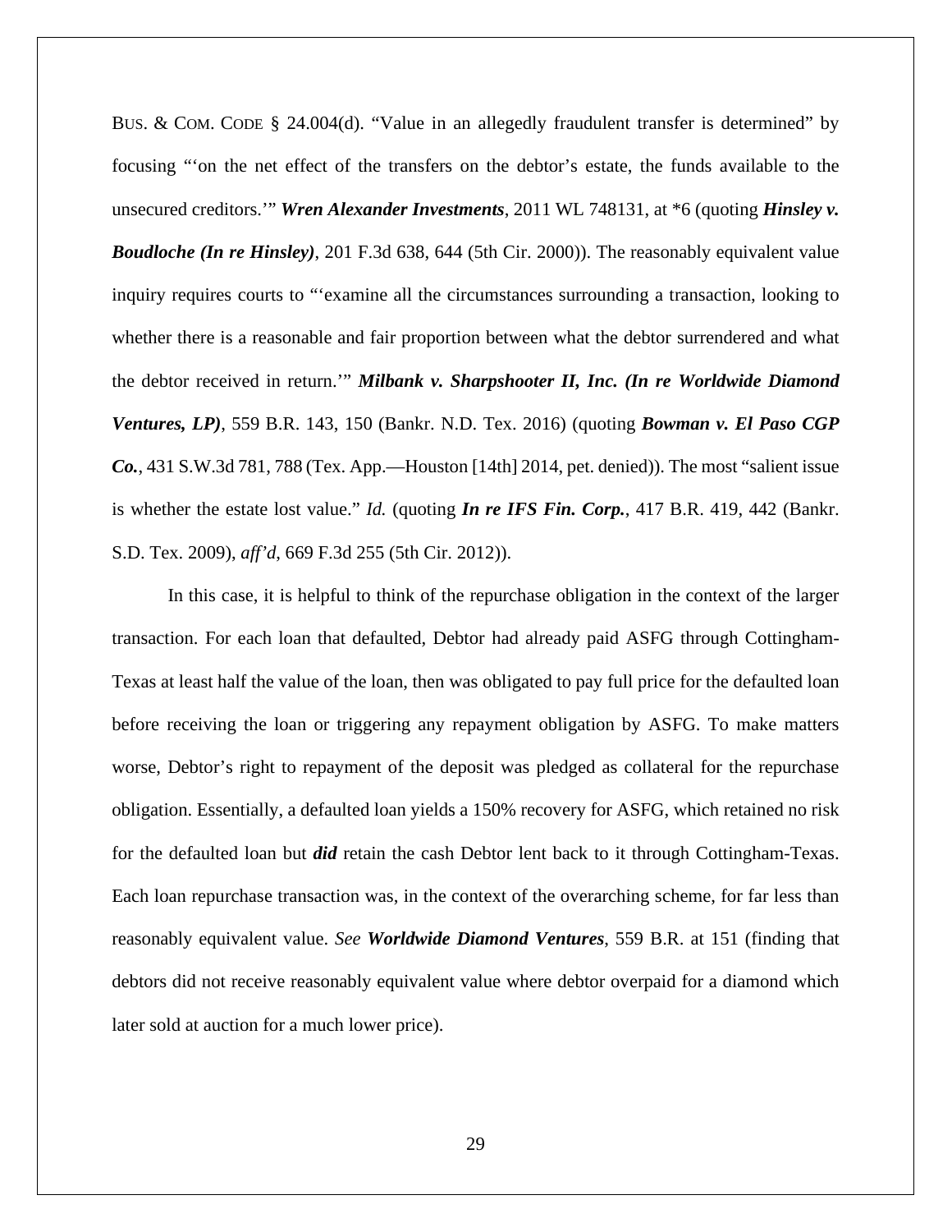BUS. & COM. CODE § 24.004(d). "Value in an allegedly fraudulent transfer is determined" by focusing "'on the net effect of the transfers on the debtor's estate, the funds available to the unsecured creditors.'" ***Wren Alexander Investments***, 2011 WL 748131, at *6 (quoting ***Hinsley v. Boudloche (In re Hinsley)***, 201 F.3d 638, 644 (5th Cir. 2000)). The reasonably equivalent value inquiry requires courts to "'examine all the circumstances surrounding a transaction, looking to whether there is a reasonable and fair proportion between what the debtor surrendered and what the debtor received in return.'" ***Milbank v. Sharpshooter II, Inc. (In re Worldwide Diamond Ventures, LP)***, 559 B.R. 143, 150 (Bankr. N.D. Tex. 2016) (quoting ***Bowman v. El Paso CGP Co.***, 431 S.W.3d 781, 788 (Tex. App.—Houston [14th] 2014, pet. denied)). The most "salient issue is whether the estate lost value." *Id.* (quoting ***In re IFS Fin. Corp.***, 417 B.R. 419, 442 (Bankr. S.D. Tex. 2009), *aff'd*, 669 F.3d 255 (5th Cir. 2012)).

In this case, it is helpful to think of the repurchase obligation in the context of the larger transaction. For each loan that defaulted, Debtor had already paid ASFG through Cottingham-Texas at least half the value of the loan, then was obligated to pay full price for the defaulted loan before receiving the loan or triggering any repayment obligation by ASFG. To make matters worse, Debtor's right to repayment of the deposit was pledged as collateral for the repurchase obligation. Essentially, a defaulted loan yields a 150% recovery for ASFG, which retained no risk for the defaulted loan but ***did*** retain the cash Debtor lent back to it through Cottingham-Texas. Each loan repurchase transaction was, in the context of the overarching scheme, for far less than reasonably equivalent value. *See* ***Worldwide Diamond Ventures***, 559 B.R. at 151 (finding that debtors did not receive reasonably equivalent value where debtor overpaid for a diamond which later sold at auction for a much lower price).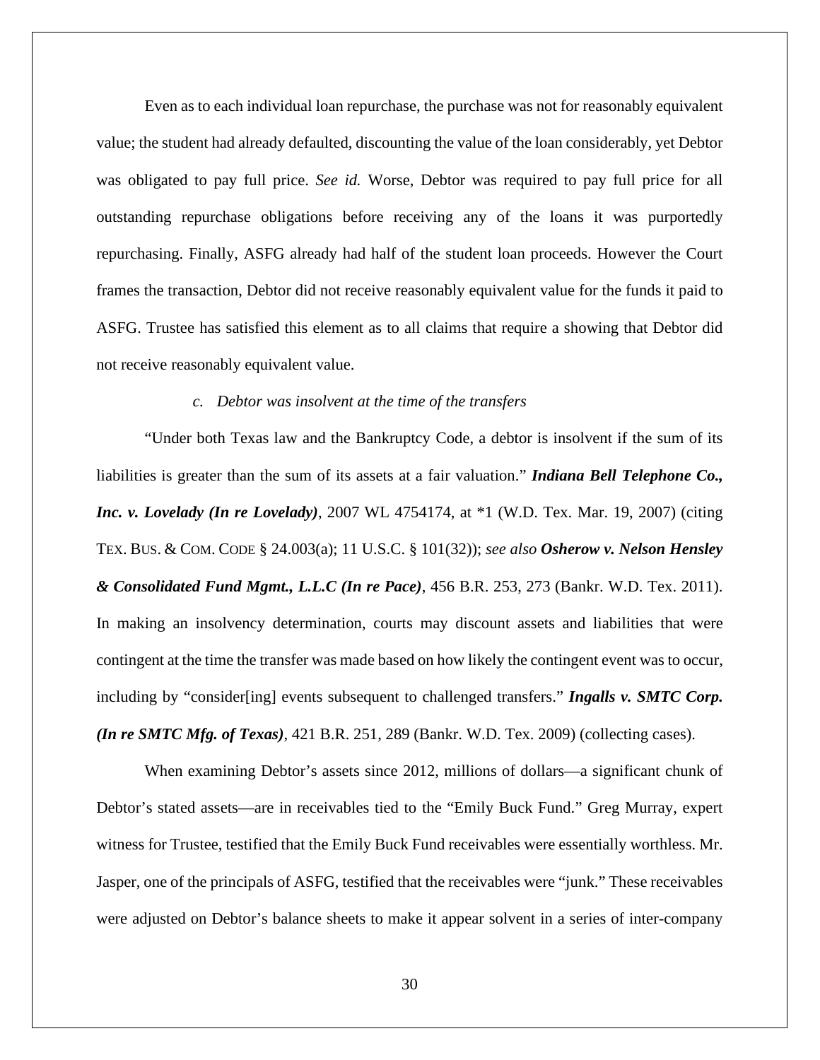Even as to each individual loan repurchase, the purchase was not for reasonably equivalent value; the student had already defaulted, discounting the value of the loan considerably, yet Debtor was obligated to pay full price. *See id.* Worse, Debtor was required to pay full price for all outstanding repurchase obligations before receiving any of the loans it was purportedly repurchasing. Finally, ASFG already had half of the student loan proceeds. However the Court frames the transaction, Debtor did not receive reasonably equivalent value for the funds it paid to ASFG. Trustee has satisfied this element as to all claims that require a showing that Debtor did not receive reasonably equivalent value.

*c. Debtor was insolvent at the time of the transfers*

"Under both Texas law and the Bankruptcy Code, a debtor is insolvent if the sum of its liabilities is greater than the sum of its assets at a fair valuation." ***Indiana Bell Telephone Co., Inc. v. Lovelady (In re Lovelady)***, 2007 WL 4754174, at *1 (W.D. Tex. Mar. 19, 2007) (citing TEX. BUS. & COM. CODE § 24.003(a); 11 U.S.C. § 101(32)); *see also* ***Osherow v. Nelson Hensley & Consolidated Fund Mgmt., L.L.C (In re Pace)***, 456 B.R. 253, 273 (Bankr. W.D. Tex. 2011). In making an insolvency determination, courts may discount assets and liabilities that were contingent at the time the transfer was made based on how likely the contingent event was to occur, including by "consider[ing] events subsequent to challenged transfers." ***Ingalls v. SMTC Corp. (In re SMTC Mfg. of Texas)***, 421 B.R. 251, 289 (Bankr. W.D. Tex. 2009) (collecting cases).

When examining Debtor's assets since 2012, millions of dollars—a significant chunk of Debtor's stated assets—are in receivables tied to the "Emily Buck Fund." Greg Murray, expert witness for Trustee, testified that the Emily Buck Fund receivables were essentially worthless. Mr. Jasper, one of the principals of ASFG, testified that the receivables were "junk." These receivables were adjusted on Debtor's balance sheets to make it appear solvent in a series of inter-company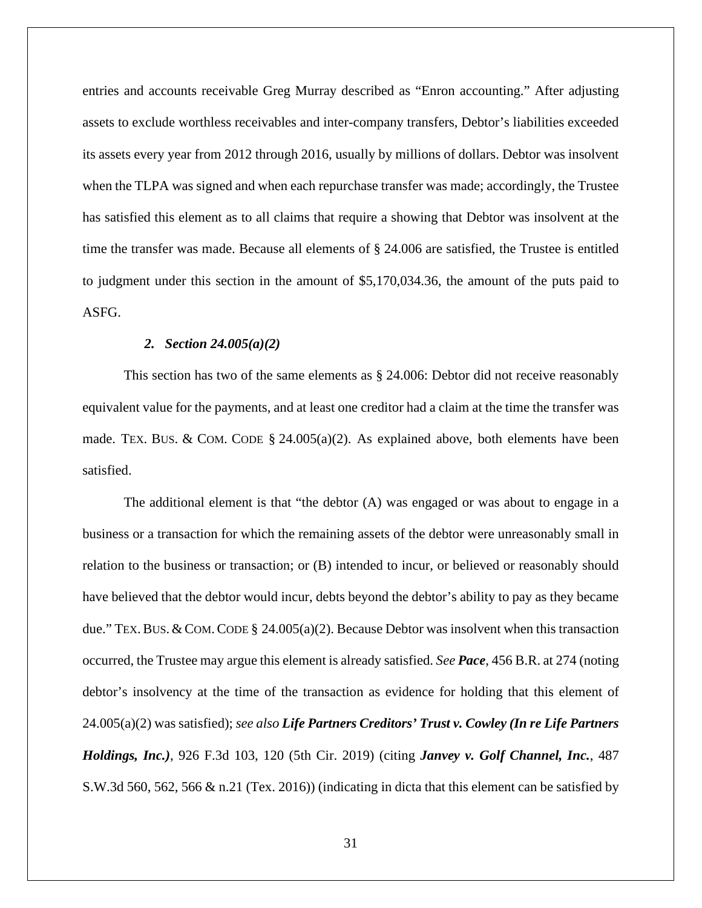entries and accounts receivable Greg Murray described as "Enron accounting." After adjusting assets to exclude worthless receivables and inter-company transfers, Debtor's liabilities exceeded its assets every year from 2012 through 2016, usually by millions of dollars. Debtor was insolvent when the TLPA was signed and when each repurchase transfer was made; accordingly, the Trustee has satisfied this element as to all claims that require a showing that Debtor was insolvent at the time the transfer was made. Because all elements of § 24.006 are satisfied, the Trustee is entitled to judgment under this section in the amount of $5,170,034.36, the amount of the puts paid to ASFG.

#### *2. Section 24.005(a)(2)*

This section has two of the same elements as § 24.006: Debtor did not receive reasonably equivalent value for the payments, and at least one creditor had a claim at the time the transfer was made. TEX. BUS. & COM. CODE § 24.005(a)(2). As explained above, both elements have been satisfied.

The additional element is that "the debtor (A) was engaged or was about to engage in a business or a transaction for which the remaining assets of the debtor were unreasonably small in relation to the business or transaction; or (B) intended to incur, or believed or reasonably should have believed that the debtor would incur, debts beyond the debtor's ability to pay as they became due." TEX. BUS. & COM. CODE § 24.005(a)(2). Because Debtor was insolvent when this transaction occurred, the Trustee may argue this element is already satisfied. *See* ***Pace***, 456 B.R. at 274 (noting debtor's insolvency at the time of the transaction as evidence for holding that this element of 24.005(a)(2) was satisfied); *see also* ***Life Partners Creditors' Trust v. Cowley (In re Life Partners Holdings, Inc.)***, 926 F.3d 103, 120 (5th Cir. 2019) (citing ***Janvey v. Golf Channel, Inc.***, 487 S.W.3d 560, 562, 566 & n.21 (Tex. 2016)) (indicating in dicta that this element can be satisfied by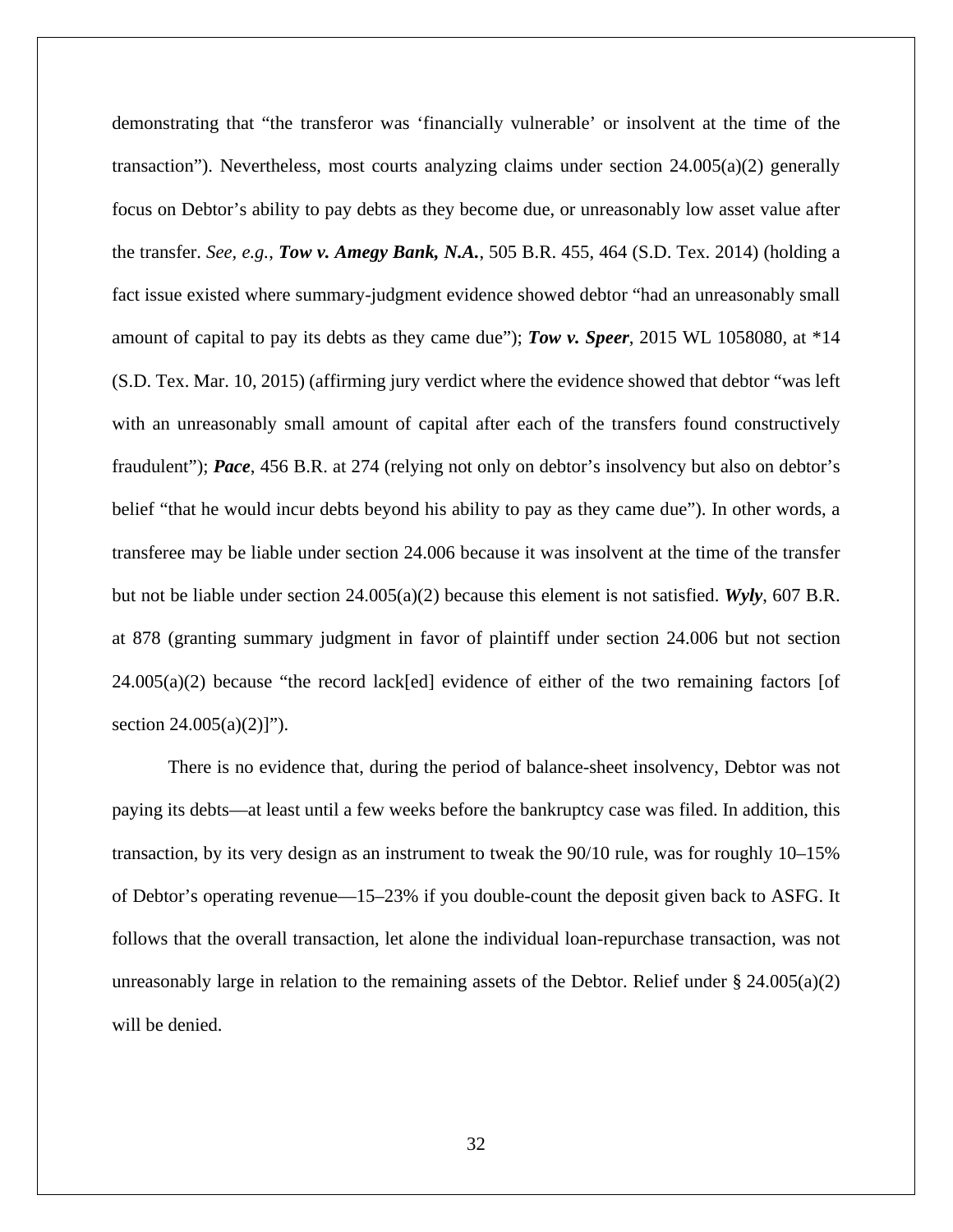demonstrating that "the transferor was 'financially vulnerable' or insolvent at the time of the transaction"). Nevertheless, most courts analyzing claims under section 24.005(a)(2) generally focus on Debtor's ability to pay debts as they become due, or unreasonably low asset value after the transfer. *See, e.g.*, ***Tow v. Amegy Bank, N.A.***, 505 B.R. 455, 464 (S.D. Tex. 2014) (holding a fact issue existed where summary-judgment evidence showed debtor "had an unreasonably small amount of capital to pay its debts as they came due"); ***Tow v. Speer***, 2015 WL 1058080, at *14 (S.D. Tex. Mar. 10, 2015) (affirming jury verdict where the evidence showed that debtor "was left with an unreasonably small amount of capital after each of the transfers found constructively fraudulent"); ***Pace***, 456 B.R. at 274 (relying not only on debtor's insolvency but also on debtor's belief "that he would incur debts beyond his ability to pay as they came due"). In other words, a transferee may be liable under section 24.006 because it was insolvent at the time of the transfer but not be liable under section 24.005(a)(2) because this element is not satisfied. ***Wyly***, 607 B.R. at 878 (granting summary judgment in favor of plaintiff under section 24.006 but not section 24.005(a)(2) because "the record lack[ed] evidence of either of the two remaining factors [of section 24.005(a)(2)]").

There is no evidence that, during the period of balance-sheet insolvency, Debtor was not paying its debts—at least until a few weeks before the bankruptcy case was filed. In addition, this transaction, by its very design as an instrument to tweak the 90/10 rule, was for roughly 10–15% of Debtor's operating revenue—15–23% if you double-count the deposit given back to ASFG. It follows that the overall transaction, let alone the individual loan-repurchase transaction, was not unreasonably large in relation to the remaining assets of the Debtor. Relief under § 24.005(a)(2) will be denied.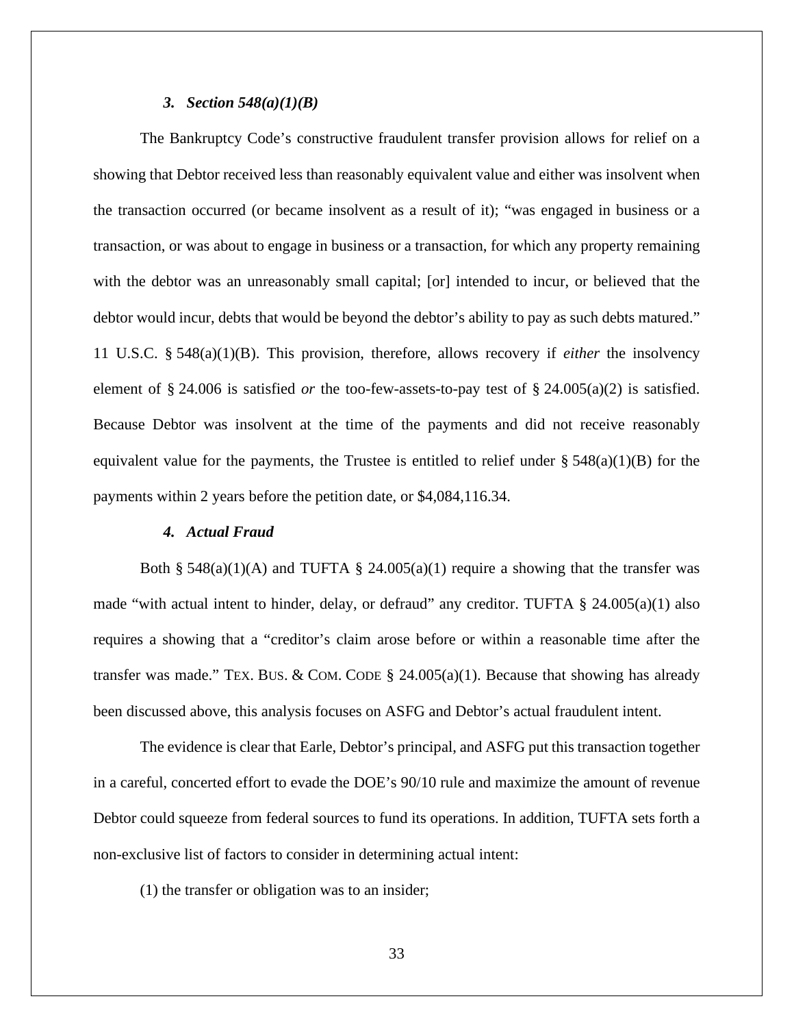### *3. Section 548(a)(1)(B)*

The Bankruptcy Code's constructive fraudulent transfer provision allows for relief on a showing that Debtor received less than reasonably equivalent value and either was insolvent when the transaction occurred (or became insolvent as a result of it); "was engaged in business or a transaction, or was about to engage in business or a transaction, for which any property remaining with the debtor was an unreasonably small capital; [or] intended to incur, or believed that the debtor would incur, debts that would be beyond the debtor's ability to pay as such debts matured." 11 U.S.C. § 548(a)(1)(B). This provision, therefore, allows recovery if *either* the insolvency element of § 24.006 is satisfied *or* the too-few-assets-to-pay test of § 24.005(a)(2) is satisfied. Because Debtor was insolvent at the time of the payments and did not receive reasonably equivalent value for the payments, the Trustee is entitled to relief under § 548(a)(1)(B) for the payments within 2 years before the petition date, or $4,084,116.34.

### *4. Actual Fraud*

Both § 548(a)(1)(A) and TUFTA § 24.005(a)(1) require a showing that the transfer was made "with actual intent to hinder, delay, or defraud" any creditor. TUFTA § 24.005(a)(1) also requires a showing that a "creditor's claim arose before or within a reasonable time after the transfer was made." TEX. BUS. & COM. CODE § 24.005(a)(1). Because that showing has already been discussed above, this analysis focuses on ASFG and Debtor's actual fraudulent intent.

The evidence is clear that Earle, Debtor's principal, and ASFG put this transaction together in a careful, concerted effort to evade the DOE's 90/10 rule and maximize the amount of revenue Debtor could squeeze from federal sources to fund its operations. In addition, TUFTA sets forth a non-exclusive list of factors to consider in determining actual intent:

(1) the transfer or obligation was to an insider;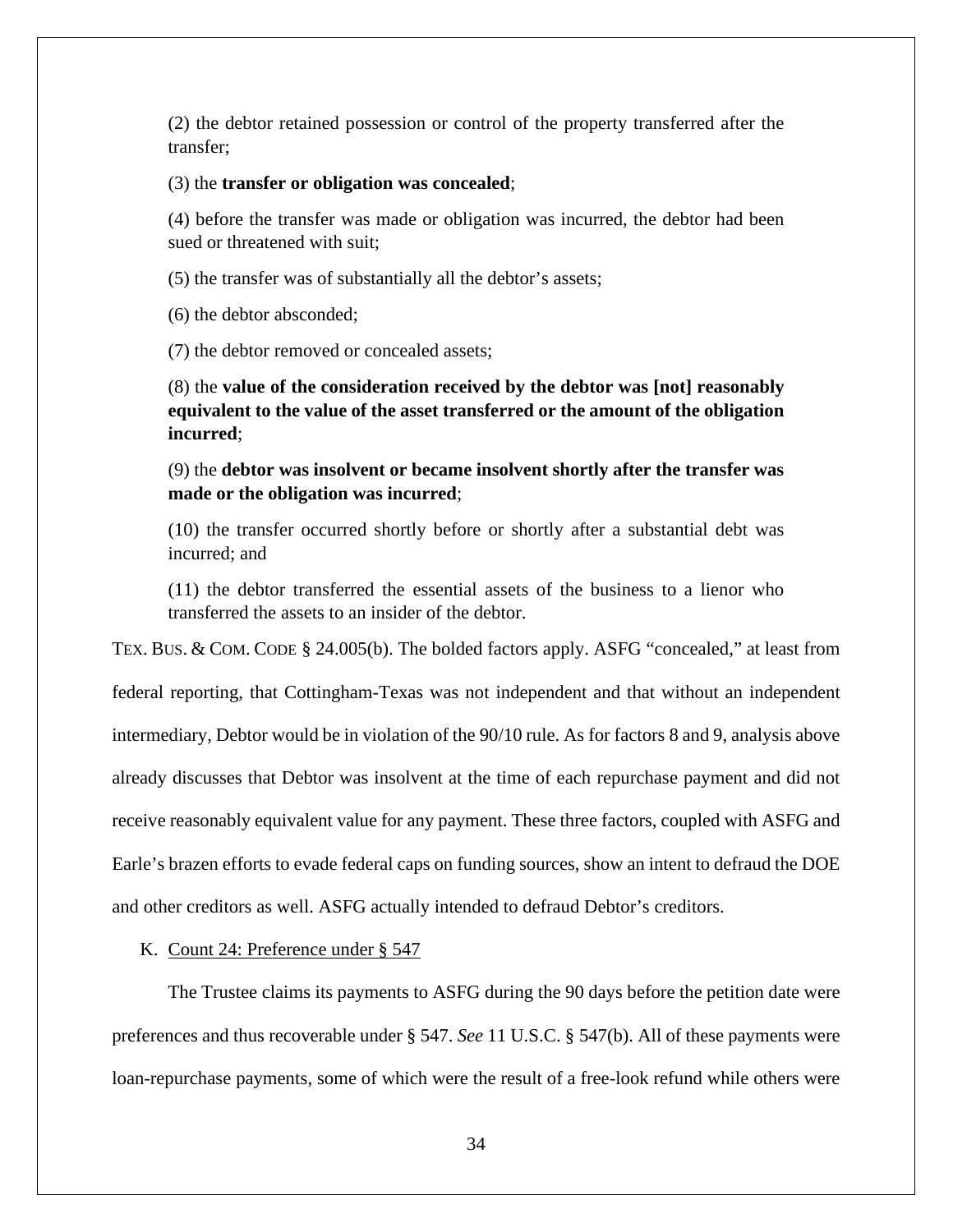> (2) the debtor retained possession or control of the property transferred after the transfer;
>
> (3) the **transfer or obligation was concealed**;
>
> (4) before the transfer was made or obligation was incurred, the debtor had been sued or threatened with suit;
>
> (5) the transfer was of substantially all the debtor's assets;
>
> (6) the debtor absconded;
>
> (7) the debtor removed or concealed assets;
>
> (8) the **value of the consideration received by the debtor was [not] reasonably equivalent to the value of the asset transferred or the amount of the obligation incurred**;
>
> (9) the **debtor was insolvent or became insolvent shortly after the transfer was made or the obligation was incurred**;
>
> (10) the transfer occurred shortly before or shortly after a substantial debt was incurred; and
>
> (11) the debtor transferred the essential assets of the business to a lienor who transferred the assets to an insider of the debtor.

TEX. BUS. & COM. CODE § 24.005(b). The bolded factors apply. ASFG "concealed," at least from federal reporting, that Cottingham-Texas was not independent and that without an independent intermediary, Debtor would be in violation of the 90/10 rule. As for factors 8 and 9, analysis above already discusses that Debtor was insolvent at the time of each repurchase payment and did not receive reasonably equivalent value for any payment. These three factors, coupled with ASFG and Earle's brazen efforts to evade federal caps on funding sources, show an intent to defraud the DOE and other creditors as well. ASFG actually intended to defraud Debtor's creditors.

K. Count 24: Preference under § 547

The Trustee claims its payments to ASFG during the 90 days before the petition date were preferences and thus recoverable under § 547. *See* 11 U.S.C. § 547(b). All of these payments were loan-repurchase payments, some of which were the result of a free-look refund while others were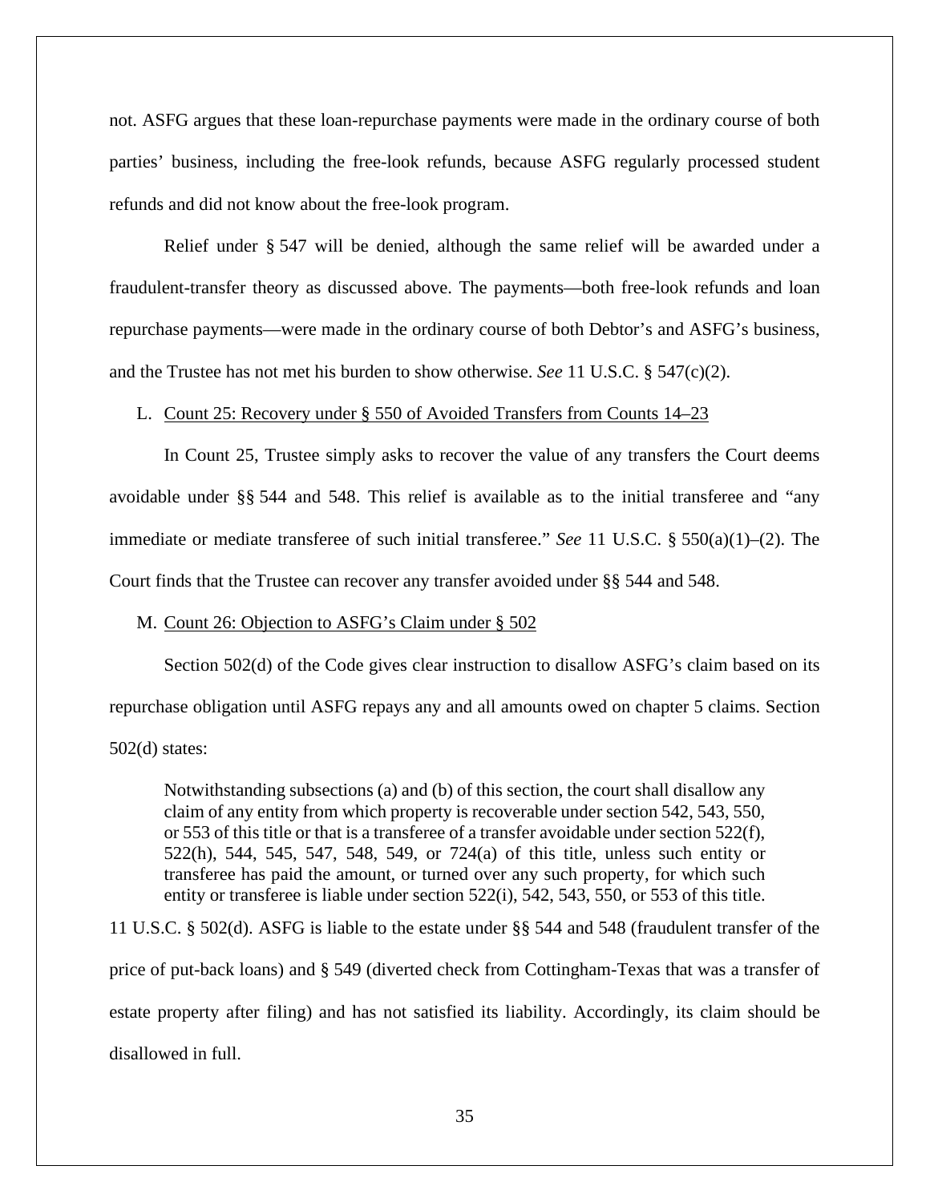not. ASFG argues that these loan-repurchase payments were made in the ordinary course of both parties' business, including the free-look refunds, because ASFG regularly processed student refunds and did not know about the free-look program.

Relief under § 547 will be denied, although the same relief will be awarded under a fraudulent-transfer theory as discussed above. The payments—both free-look refunds and loan repurchase payments—were made in the ordinary course of both Debtor's and ASFG's business, and the Trustee has not met his burden to show otherwise. *See* 11 U.S.C. § 547(c)(2).

L. <u>Count 25: Recovery under § 550 of Avoided Transfers from Counts 14–23</u>

In Count 25, Trustee simply asks to recover the value of any transfers the Court deems avoidable under §§ 544 and 548. This relief is available as to the initial transferee and "any immediate or mediate transferee of such initial transferee." *See* 11 U.S.C. § 550(a)(1)–(2). The Court finds that the Trustee can recover any transfer avoided under §§ 544 and 548.

M. <u>Count 26: Objection to ASFG's Claim under § 502</u>

Section 502(d) of the Code gives clear instruction to disallow ASFG's claim based on its repurchase obligation until ASFG repays any and all amounts owed on chapter 5 claims. Section 502(d) states:

> Notwithstanding subsections (a) and (b) of this section, the court shall disallow any claim of any entity from which property is recoverable under section 542, 543, 550, or 553 of this title or that is a transferee of a transfer avoidable under section 522(f), 522(h), 544, 545, 547, 548, 549, or 724(a) of this title, unless such entity or transferee has paid the amount, or turned over any such property, for which such entity or transferee is liable under section 522(i), 542, 543, 550, or 553 of this title.

11 U.S.C. § 502(d). ASFG is liable to the estate under §§ 544 and 548 (fraudulent transfer of the price of put-back loans) and § 549 (diverted check from Cottingham-Texas that was a transfer of estate property after filing) and has not satisfied its liability. Accordingly, its claim should be disallowed in full.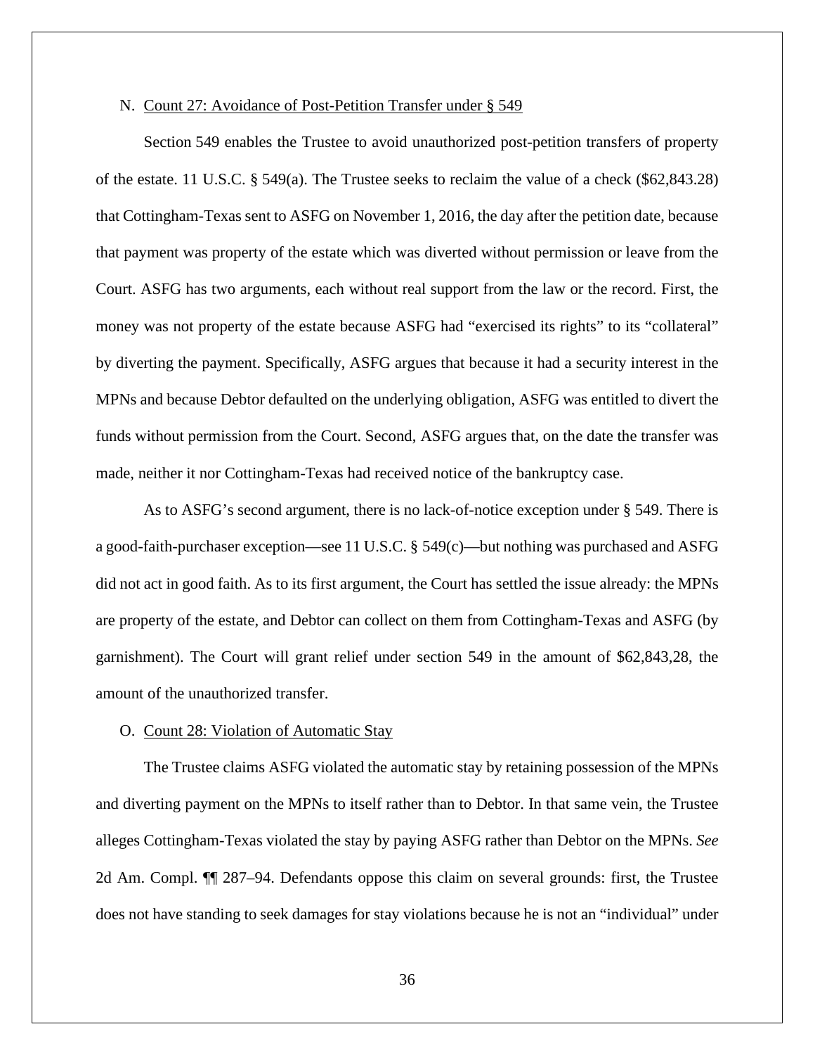N. Count 27: Avoidance of Post-Petition Transfer under § 549

Section 549 enables the Trustee to avoid unauthorized post-petition transfers of property of the estate. 11 U.S.C. § 549(a). The Trustee seeks to reclaim the value of a check ($62,843.28) that Cottingham-Texas sent to ASFG on November 1, 2016, the day after the petition date, because that payment was property of the estate which was diverted without permission or leave from the Court. ASFG has two arguments, each without real support from the law or the record. First, the money was not property of the estate because ASFG had "exercised its rights" to its "collateral" by diverting the payment. Specifically, ASFG argues that because it had a security interest in the MPNs and because Debtor defaulted on the underlying obligation, ASFG was entitled to divert the funds without permission from the Court. Second, ASFG argues that, on the date the transfer was made, neither it nor Cottingham-Texas had received notice of the bankruptcy case.

As to ASFG's second argument, there is no lack-of-notice exception under § 549. There is a good-faith-purchaser exception—see 11 U.S.C. § 549(c)—but nothing was purchased and ASFG did not act in good faith. As to its first argument, the Court has settled the issue already: the MPNs are property of the estate, and Debtor can collect on them from Cottingham-Texas and ASFG (by garnishment). The Court will grant relief under section 549 in the amount of $62,843,28, the amount of the unauthorized transfer.

O. Count 28: Violation of Automatic Stay

The Trustee claims ASFG violated the automatic stay by retaining possession of the MPNs and diverting payment on the MPNs to itself rather than to Debtor. In that same vein, the Trustee alleges Cottingham-Texas violated the stay by paying ASFG rather than Debtor on the MPNs. *See* 2d Am. Compl. ¶¶ 287–94. Defendants oppose this claim on several grounds: first, the Trustee does not have standing to seek damages for stay violations because he is not an "individual" under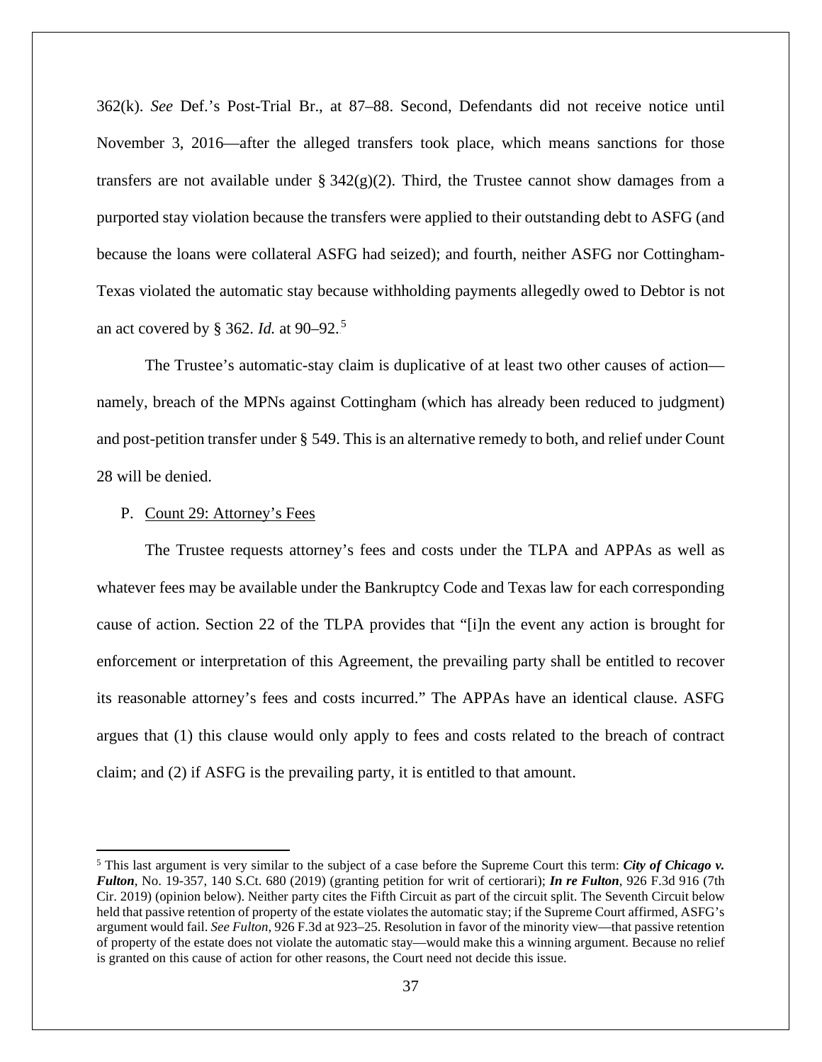362(k). *See* Def.'s Post-Trial Br., at 87–88. Second, Defendants did not receive notice until November 3, 2016—after the alleged transfers took place, which means sanctions for those transfers are not available under § 342(g)(2). Third, the Trustee cannot show damages from a purported stay violation because the transfers were applied to their outstanding debt to ASFG (and because the loans were collateral ASFG had seized); and fourth, neither ASFG nor Cottingham-Texas violated the automatic stay because withholding payments allegedly owed to Debtor is not an act covered by § 362. *Id.* at 90–92.[5]

The Trustee's automatic-stay claim is duplicative of at least two other causes of action—namely, breach of the MPNs against Cottingham (which has already been reduced to judgment) and post-petition transfer under § 549. This is an alternative remedy to both, and relief under Count 28 will be denied.

P. Count 29: Attorney's Fees

The Trustee requests attorney's fees and costs under the TLPA and APPAs as well as whatever fees may be available under the Bankruptcy Code and Texas law for each corresponding cause of action. Section 22 of the TLPA provides that "[i]n the event any action is brought for enforcement or interpretation of this Agreement, the prevailing party shall be entitled to recover its reasonable attorney's fees and costs incurred." The APPAs have an identical clause. ASFG argues that (1) this clause would only apply to fees and costs related to the breach of contract claim; and (2) if ASFG is the prevailing party, it is entitled to that amount.

---

[5] This last argument is very similar to the subject of a case before the Supreme Court this term: ***City of Chicago v. Fulton***, No. 19-357, 140 S.Ct. 680 (2019) (granting petition for writ of certiorari); ***In re Fulton***, 926 F.3d 916 (7th Cir. 2019) (opinion below). Neither party cites the Fifth Circuit as part of the circuit split. The Seventh Circuit below held that passive retention of property of the estate violates the automatic stay; if the Supreme Court affirmed, ASFG's argument would fail. *See Fulton*, 926 F.3d at 923–25. Resolution in favor of the minority view—that passive retention of property of the estate does not violate the automatic stay—would make this a winning argument. Because no relief is granted on this cause of action for other reasons, the Court need not decide this issue.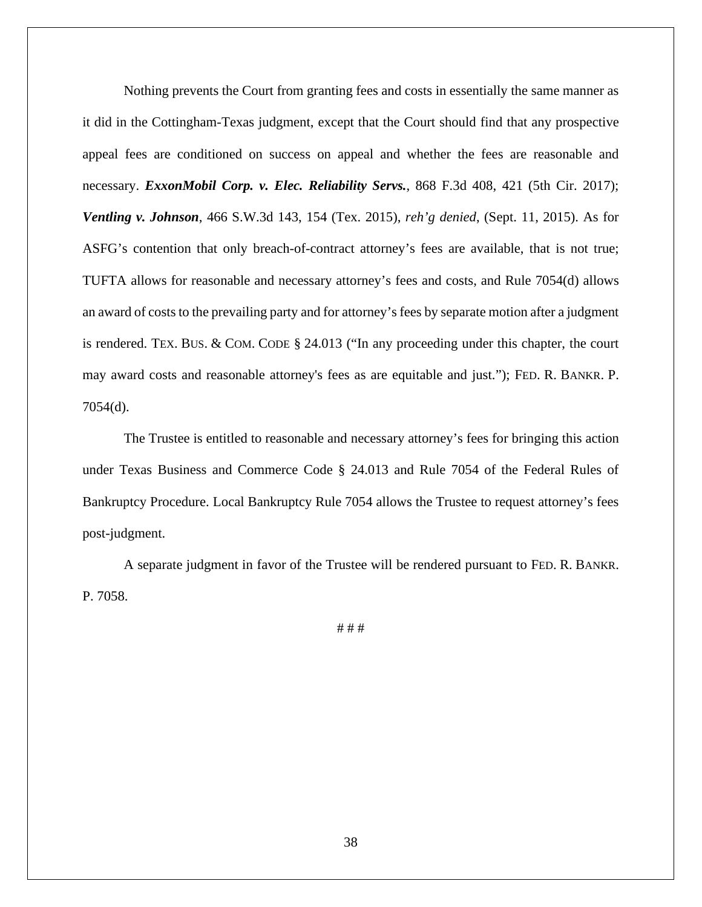Nothing prevents the Court from granting fees and costs in essentially the same manner as it did in the Cottingham-Texas judgment, except that the Court should find that any prospective appeal fees are conditioned on success on appeal and whether the fees are reasonable and necessary. ***ExxonMobil Corp. v. Elec. Reliability Servs.***, 868 F.3d 408, 421 (5th Cir. 2017); ***Ventling v. Johnson***, 466 S.W.3d 143, 154 (Tex. 2015), *reh'g denied*, (Sept. 11, 2015). As for ASFG's contention that only breach-of-contract attorney's fees are available, that is not true; TUFTA allows for reasonable and necessary attorney's fees and costs, and Rule 7054(d) allows an award of costs to the prevailing party and for attorney's fees by separate motion after a judgment is rendered. TEX. BUS. & COM. CODE § 24.013 ("In any proceeding under this chapter, the court may award costs and reasonable attorney's fees as are equitable and just."); FED. R. BANKR. P. 7054(d).

The Trustee is entitled to reasonable and necessary attorney's fees for bringing this action under Texas Business and Commerce Code § 24.013 and Rule 7054 of the Federal Rules of Bankruptcy Procedure. Local Bankruptcy Rule 7054 allows the Trustee to request attorney's fees post-judgment.

A separate judgment in favor of the Trustee will be rendered pursuant to FED. R. BANKR. P. 7058.

# # #